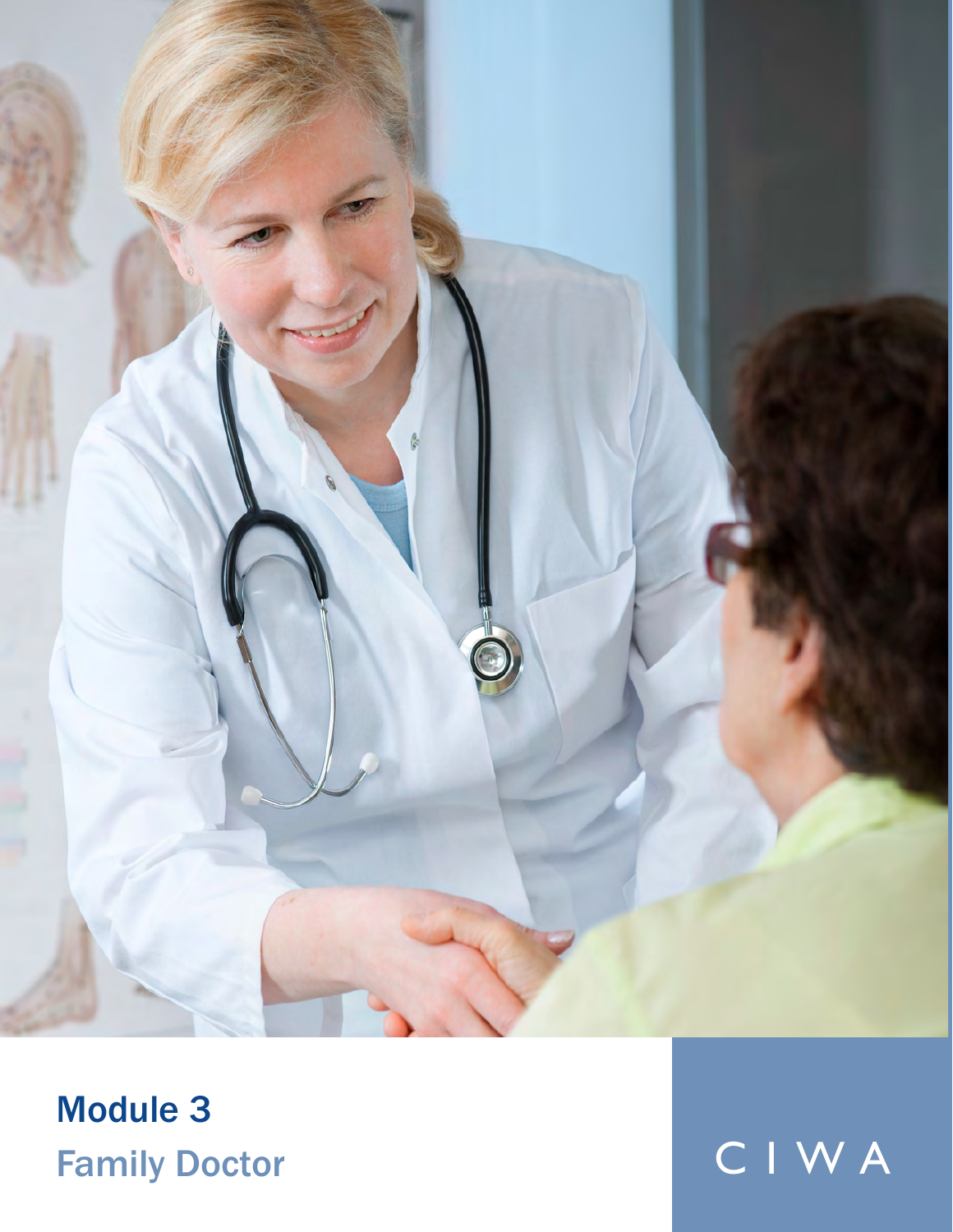# Module 3

## Family Doctor

CIWA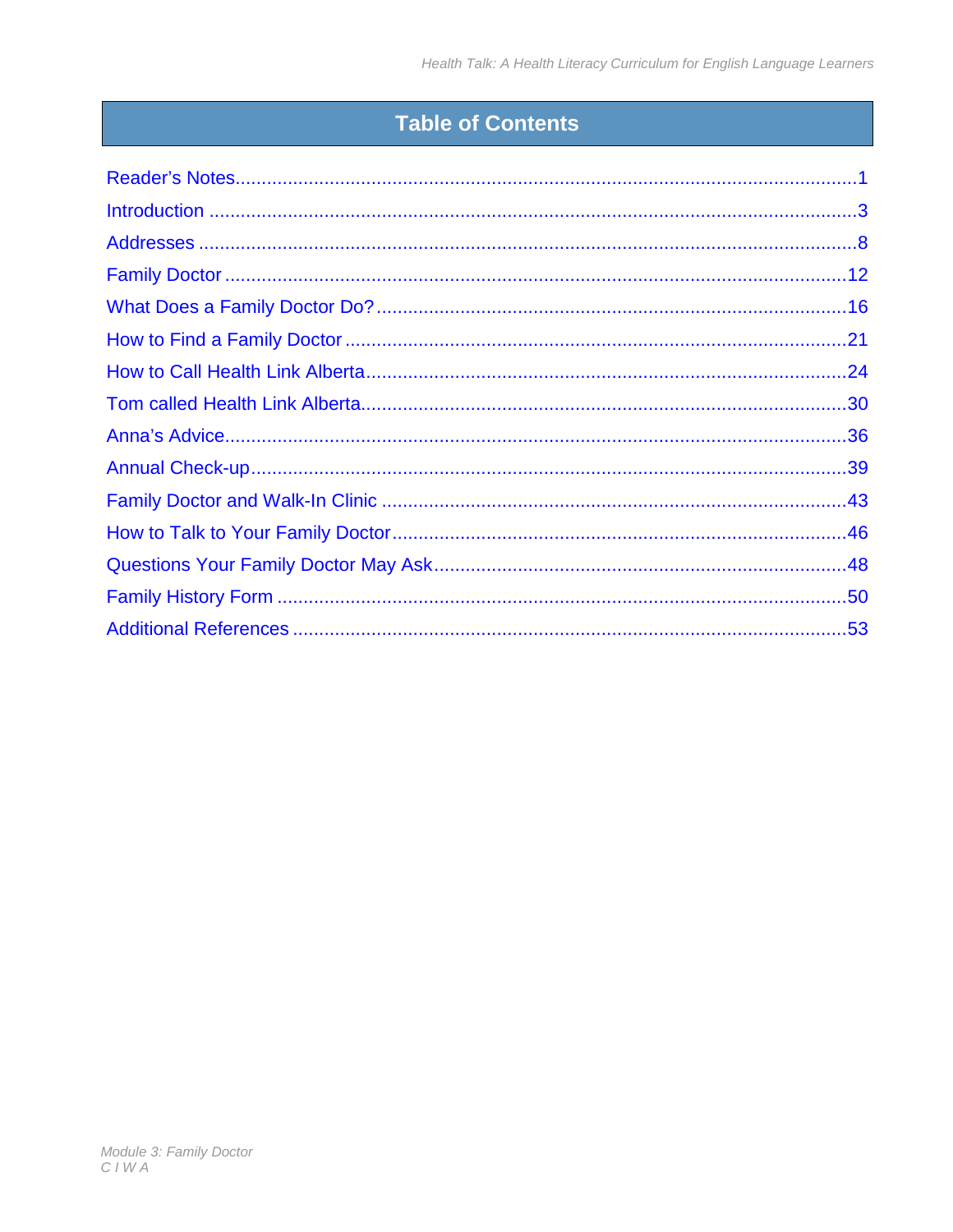# Table of Contents

Reader's Notes....................................................................................................................1

Introduction ........................................................................................................................3

Addresses ..........................................................................................................................8

Family Doctor ....................................................................................................................12

What Does a Family Doctor Do?.......................................................................................16

How to Find a Family Doctor .............................................................................................21

How to Call Health Link Alberta.........................................................................................24

Tom called Health Link Alberta..........................................................................................30

Anna's Advice....................................................................................................................36

Annual Check-up...............................................................................................................39

Family Doctor and Walk-In Clinic ......................................................................................43

How to Talk to Your Family Doctor....................................................................................46

Questions Your Family Doctor May Ask............................................................................48

Family History Form .........................................................................................................50

Additional References .......................................................................................................53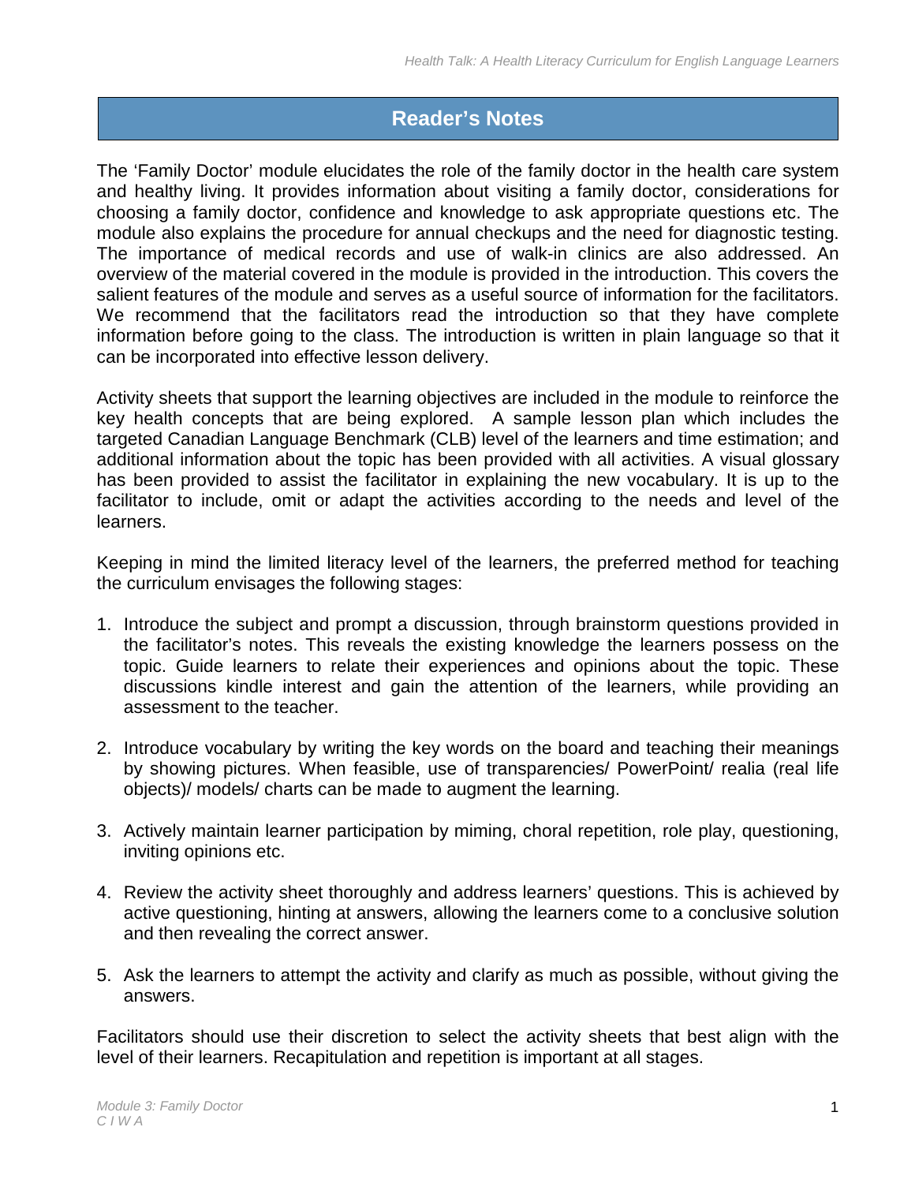# Reader's Notes

The 'Family Doctor' module elucidates the role of the family doctor in the health care system and healthy living. It provides information about visiting a family doctor, considerations for choosing a family doctor, confidence and knowledge to ask appropriate questions etc. The module also explains the procedure for annual checkups and the need for diagnostic testing. The importance of medical records and use of walk-in clinics are also addressed. An overview of the material covered in the module is provided in the introduction. This covers the salient features of the module and serves as a useful source of information for the facilitators. We recommend that the facilitators read the introduction so that they have complete information before going to the class. The introduction is written in plain language so that it can be incorporated into effective lesson delivery.

Activity sheets that support the learning objectives are included in the module to reinforce the key health concepts that are being explored. A sample lesson plan which includes the targeted Canadian Language Benchmark (CLB) level of the learners and time estimation; and additional information about the topic has been provided with all activities. A visual glossary has been provided to assist the facilitator in explaining the new vocabulary. It is up to the facilitator to include, omit or adapt the activities according to the needs and level of the learners.

Keeping in mind the limited literacy level of the learners, the preferred method for teaching the curriculum envisages the following stages:

1. Introduce the subject and prompt a discussion, through brainstorm questions provided in the facilitator's notes. This reveals the existing knowledge the learners possess on the topic. Guide learners to relate their experiences and opinions about the topic. These discussions kindle interest and gain the attention of the learners, while providing an assessment to the teacher.

2. Introduce vocabulary by writing the key words on the board and teaching their meanings by showing pictures. When feasible, use of transparencies/ PowerPoint/ realia (real life objects)/ models/ charts can be made to augment the learning.

3. Actively maintain learner participation by miming, choral repetition, role play, questioning, inviting opinions etc.

4. Review the activity sheet thoroughly and address learners' questions. This is achieved by active questioning, hinting at answers, allowing the learners come to a conclusive solution and then revealing the correct answer.

5. Ask the learners to attempt the activity and clarify as much as possible, without giving the answers.

Facilitators should use their discretion to select the activity sheets that best align with the level of their learners. Recapitulation and repetition is important at all stages.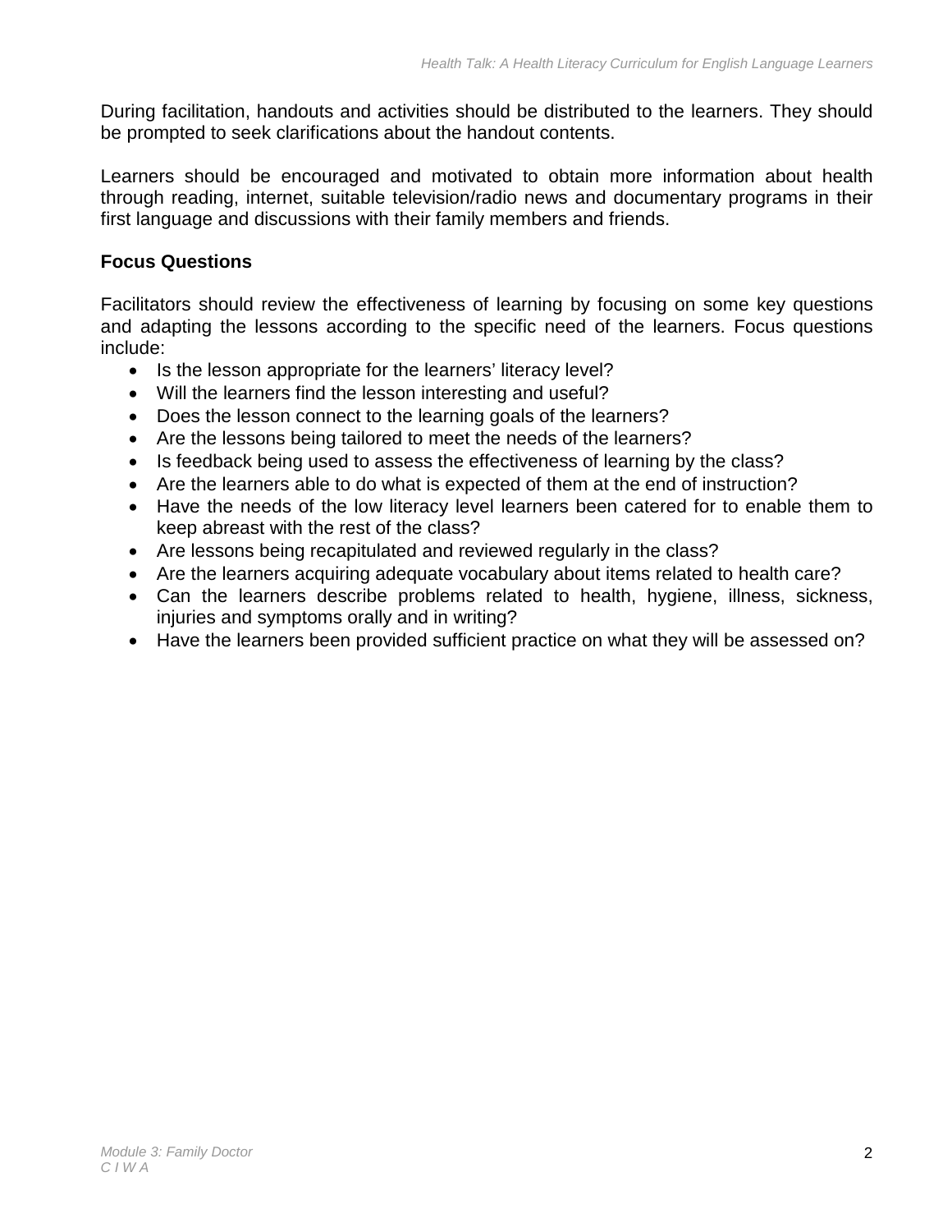During facilitation, handouts and activities should be distributed to the learners. They should be prompted to seek clarifications about the handout contents.

Learners should be encouraged and motivated to obtain more information about health through reading, internet, suitable television/radio news and documentary programs in their first language and discussions with their family members and friends.

**Focus Questions**

Facilitators should review the effectiveness of learning by focusing on some key questions and adapting the lessons according to the specific need of the learners. Focus questions include:

- Is the lesson appropriate for the learners' literacy level?
- Will the learners find the lesson interesting and useful?
- Does the lesson connect to the learning goals of the learners?
- Are the lessons being tailored to meet the needs of the learners?
- Is feedback being used to assess the effectiveness of learning by the class?
- Are the learners able to do what is expected of them at the end of instruction?
- Have the needs of the low literacy level learners been catered for to enable them to keep abreast with the rest of the class?
- Are lessons being recapitulated and reviewed regularly in the class?
- Are the learners acquiring adequate vocabulary about items related to health care?
- Can the learners describe problems related to health, hygiene, illness, sickness, injuries and symptoms orally and in writing?
- Have the learners been provided sufficient practice on what they will be assessed on?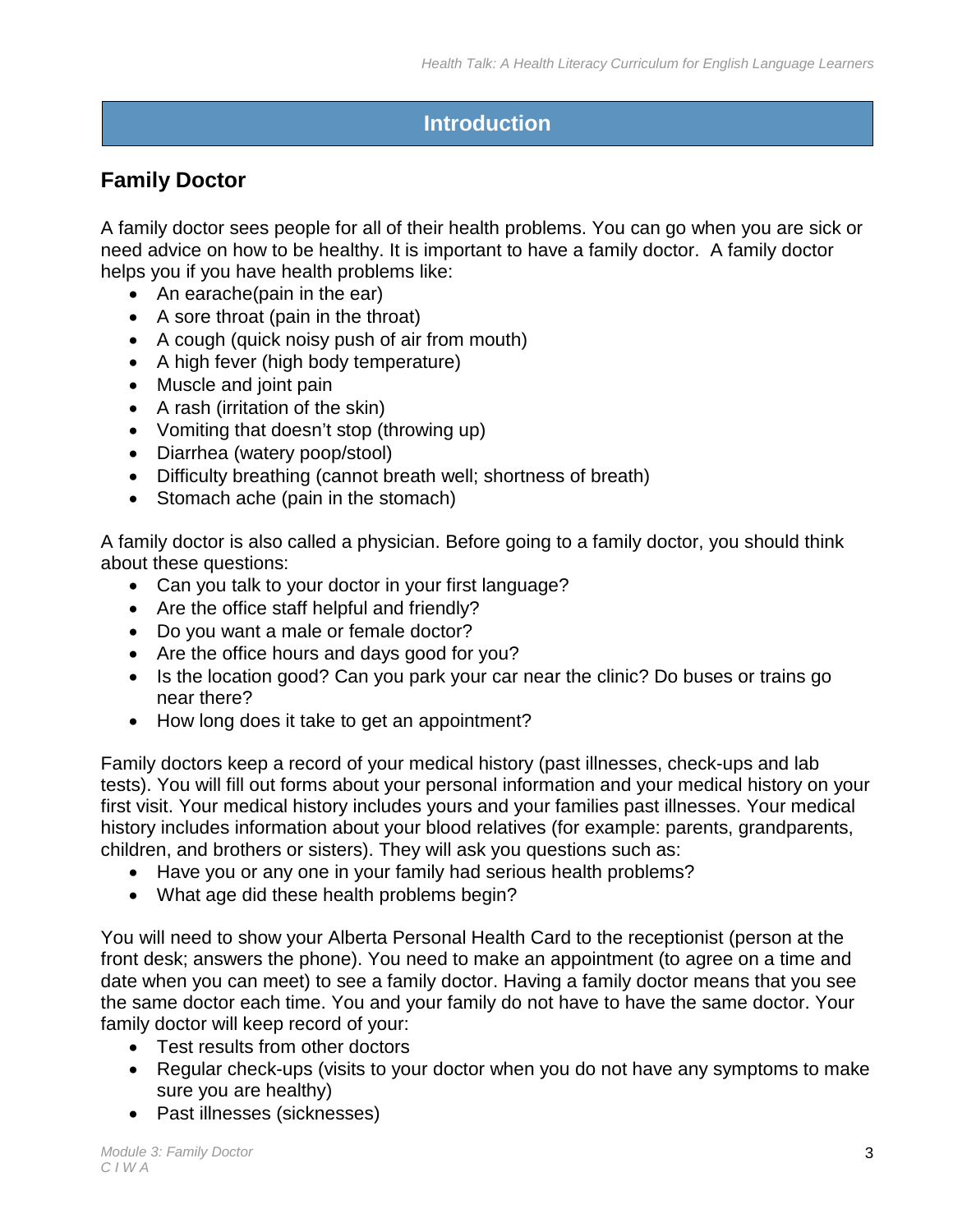# Introduction

## Family Doctor

A family doctor sees people for all of their health problems. You can go when you are sick or need advice on how to be healthy. It is important to have a family doctor. A family doctor helps you if you have health problems like:

- An earache(pain in the ear)
- A sore throat (pain in the throat)
- A cough (quick noisy push of air from mouth)
- A high fever (high body temperature)
- Muscle and joint pain
- A rash (irritation of the skin)
- Vomiting that doesn't stop (throwing up)
- Diarrhea (watery poop/stool)
- Difficulty breathing (cannot breath well; shortness of breath)
- Stomach ache (pain in the stomach)

A family doctor is also called a physician. Before going to a family doctor, you should think about these questions:

- Can you talk to your doctor in your first language?
- Are the office staff helpful and friendly?
- Do you want a male or female doctor?
- Are the office hours and days good for you?
- Is the location good? Can you park your car near the clinic? Do buses or trains go near there?
- How long does it take to get an appointment?

Family doctors keep a record of your medical history (past illnesses, check-ups and lab tests). You will fill out forms about your personal information and your medical history on your first visit. Your medical history includes yours and your families past illnesses. Your medical history includes information about your blood relatives (for example: parents, grandparents, children, and brothers or sisters). They will ask you questions such as:

- Have you or any one in your family had serious health problems?
- What age did these health problems begin?

You will need to show your Alberta Personal Health Card to the receptionist (person at the front desk; answers the phone). You need to make an appointment (to agree on a time and date when you can meet) to see a family doctor. Having a family doctor means that you see the same doctor each time. You and your family do not have to have the same doctor. Your family doctor will keep record of your:

- Test results from other doctors
- Regular check-ups (visits to your doctor when you do not have any symptoms to make sure you are healthy)
- Past illnesses (sicknesses)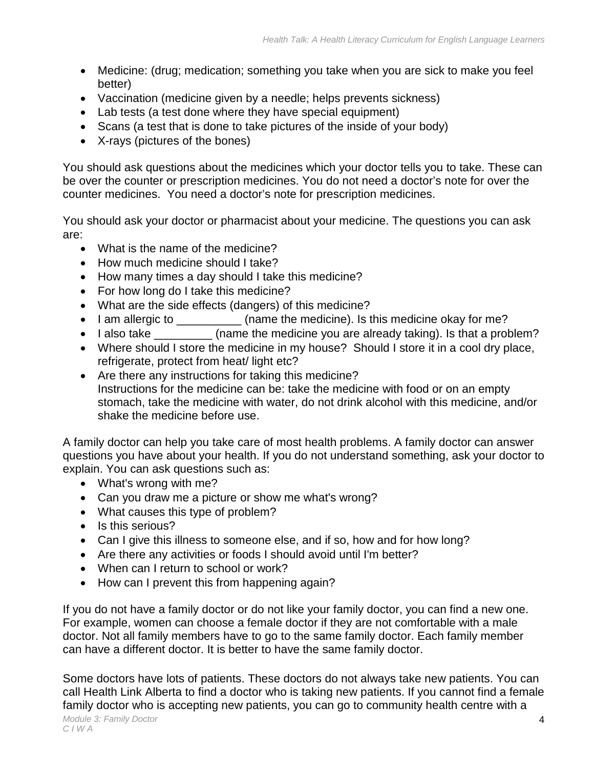- Medicine: (drug; medication; something you take when you are sick to make you feel better)
- Vaccination (medicine given by a needle; helps prevents sickness)
- Lab tests (a test done where they have special equipment)
- Scans (a test that is done to take pictures of the inside of your body)
- X-rays (pictures of the bones)

You should ask questions about the medicines which your doctor tells you to take. These can be over the counter or prescription medicines. You do not need a doctor's note for over the counter medicines. You need a doctor's note for prescription medicines.

You should ask your doctor or pharmacist about your medicine. The questions you can ask are:

- What is the name of the medicine?
- How much medicine should I take?
- How many times a day should I take this medicine?
- For how long do I take this medicine?
- What are the side effects (dangers) of this medicine?
- I am allergic to __________ (name the medicine). Is this medicine okay for me?
- I also take _________ (name the medicine you are already taking). Is that a problem?
- Where should I store the medicine in my house? Should I store it in a cool dry place, refrigerate, protect from heat/ light etc?
- Are there any instructions for taking this medicine?
  Instructions for the medicine can be: take the medicine with food or on an empty stomach, take the medicine with water, do not drink alcohol with this medicine, and/or shake the medicine before use.

A family doctor can help you take care of most health problems. A family doctor can answer questions you have about your health. If you do not understand something, ask your doctor to explain. You can ask questions such as:

- What's wrong with me?
- Can you draw me a picture or show me what's wrong?
- What causes this type of problem?
- Is this serious?
- Can I give this illness to someone else, and if so, how and for how long?
- Are there any activities or foods I should avoid until I'm better?
- When can I return to school or work?
- How can I prevent this from happening again?

If you do not have a family doctor or do not like your family doctor, you can find a new one. For example, women can choose a female doctor if they are not comfortable with a male doctor. Not all family members have to go to the same family doctor. Each family member can have a different doctor. It is better to have the same family doctor.

Some doctors have lots of patients. These doctors do not always take new patients. You can call Health Link Alberta to find a doctor who is taking new patients. If you cannot find a female family doctor who is accepting new patients, you can go to community health centre with a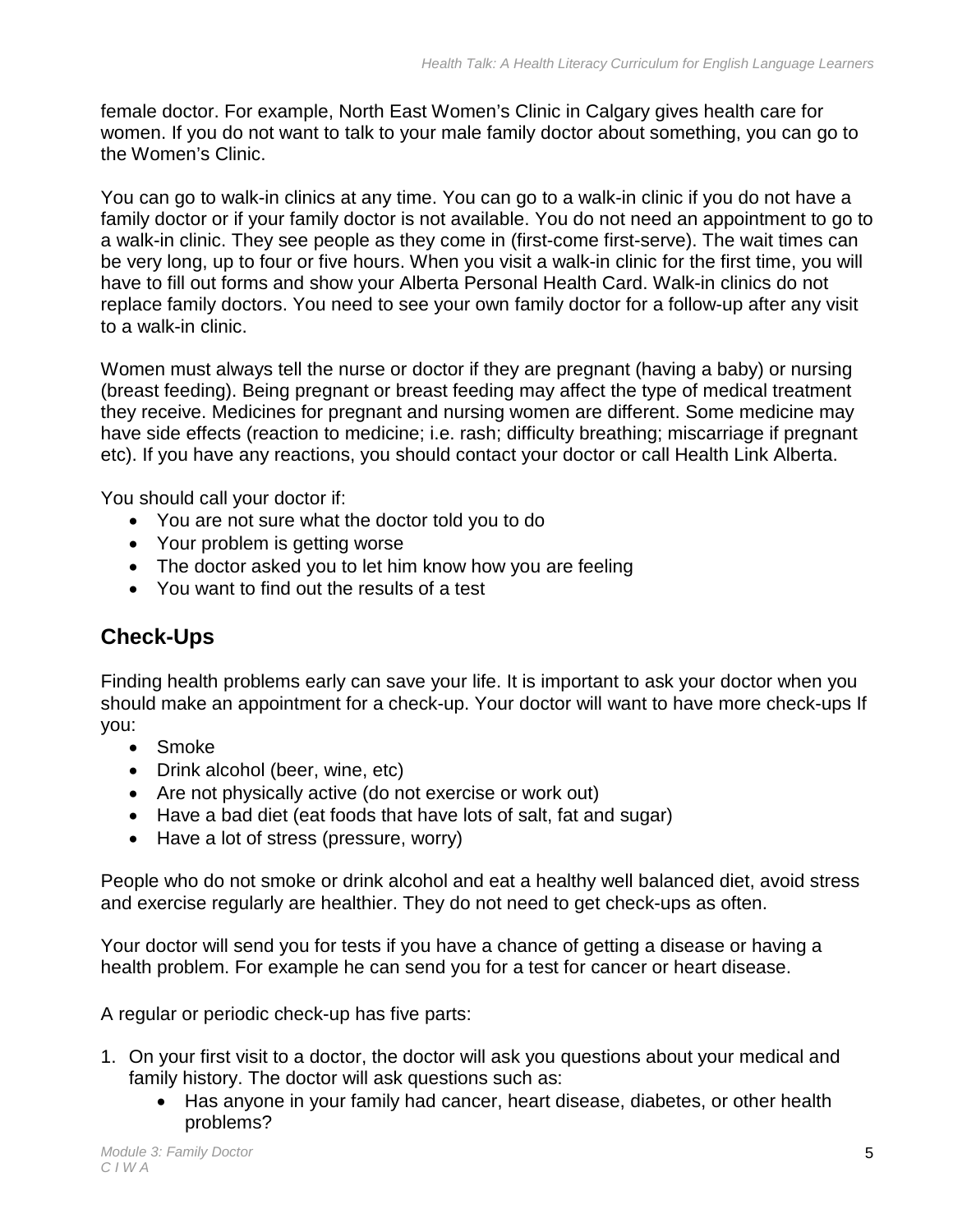female doctor. For example, North East Women's Clinic in Calgary gives health care for women. If you do not want to talk to your male family doctor about something, you can go to the Women's Clinic.

You can go to walk-in clinics at any time. You can go to a walk-in clinic if you do not have a family doctor or if your family doctor is not available. You do not need an appointment to go to a walk-in clinic. They see people as they come in (first-come first-serve). The wait times can be very long, up to four or five hours. When you visit a walk-in clinic for the first time, you will have to fill out forms and show your Alberta Personal Health Card. Walk-in clinics do not replace family doctors. You need to see your own family doctor for a follow-up after any visit to a walk-in clinic.

Women must always tell the nurse or doctor if they are pregnant (having a baby) or nursing (breast feeding). Being pregnant or breast feeding may affect the type of medical treatment they receive. Medicines for pregnant and nursing women are different. Some medicine may have side effects (reaction to medicine; i.e. rash; difficulty breathing; miscarriage if pregnant etc). If you have any reactions, you should contact your doctor or call Health Link Alberta.

You should call your doctor if:

- You are not sure what the doctor told you to do
- Your problem is getting worse
- The doctor asked you to let him know how you are feeling
- You want to find out the results of a test

## Check-Ups

Finding health problems early can save your life. It is important to ask your doctor when you should make an appointment for a check-up. Your doctor will want to have more check-ups If you:

- Smoke
- Drink alcohol (beer, wine, etc)
- Are not physically active (do not exercise or work out)
- Have a bad diet (eat foods that have lots of salt, fat and sugar)
- Have a lot of stress (pressure, worry)

People who do not smoke or drink alcohol and eat a healthy well balanced diet, avoid stress and exercise regularly are healthier. They do not need to get check-ups as often.

Your doctor will send you for tests if you have a chance of getting a disease or having a health problem. For example he can send you for a test for cancer or heart disease.

A regular or periodic check-up has five parts:

1. On your first visit to a doctor, the doctor will ask you questions about your medical and family history. The doctor will ask questions such as:
   - Has anyone in your family had cancer, heart disease, diabetes, or other health problems?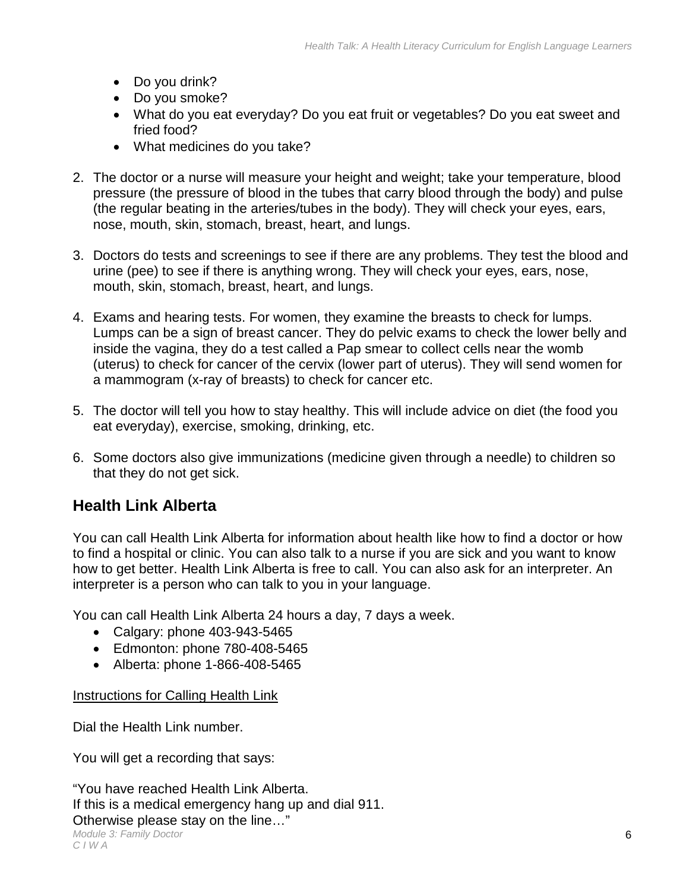- Do you drink?
- Do you smoke?
- What do you eat everyday? Do you eat fruit or vegetables? Do you eat sweet and fried food?
- What medicines do you take?

2. The doctor or a nurse will measure your height and weight; take your temperature, blood pressure (the pressure of blood in the tubes that carry blood through the body) and pulse (the regular beating in the arteries/tubes in the body). They will check your eyes, ears, nose, mouth, skin, stomach, breast, heart, and lungs.

3. Doctors do tests and screenings to see if there are any problems. They test the blood and urine (pee) to see if there is anything wrong. They will check your eyes, ears, nose, mouth, skin, stomach, breast, heart, and lungs.

4. Exams and hearing tests. For women, they examine the breasts to check for lumps. Lumps can be a sign of breast cancer. They do pelvic exams to check the lower belly and inside the vagina, they do a test called a Pap smear to collect cells near the womb (uterus) to check for cancer of the cervix (lower part of uterus). They will send women for a mammogram (x-ray of breasts) to check for cancer etc.

5. The doctor will tell you how to stay healthy. This will include advice on diet (the food you eat everyday), exercise, smoking, drinking, etc.

6. Some doctors also give immunizations (medicine given through a needle) to children so that they do not get sick.

## Health Link Alberta

You can call Health Link Alberta for information about health like how to find a doctor or how to find a hospital or clinic. You can also talk to a nurse if you are sick and you want to know how to get better. Health Link Alberta is free to call. You can also ask for an interpreter. An interpreter is a person who can talk to you in your language.

You can call Health Link Alberta 24 hours a day, 7 days a week.

- Calgary: phone 403-943-5465
- Edmonton: phone 780-408-5465
- Alberta: phone 1-866-408-5465

<u>Instructions for Calling Health Link</u>

Dial the Health Link number.

You will get a recording that says:

"You have reached Health Link Alberta.
If this is a medical emergency hang up and dial 911.
Otherwise please stay on the line…"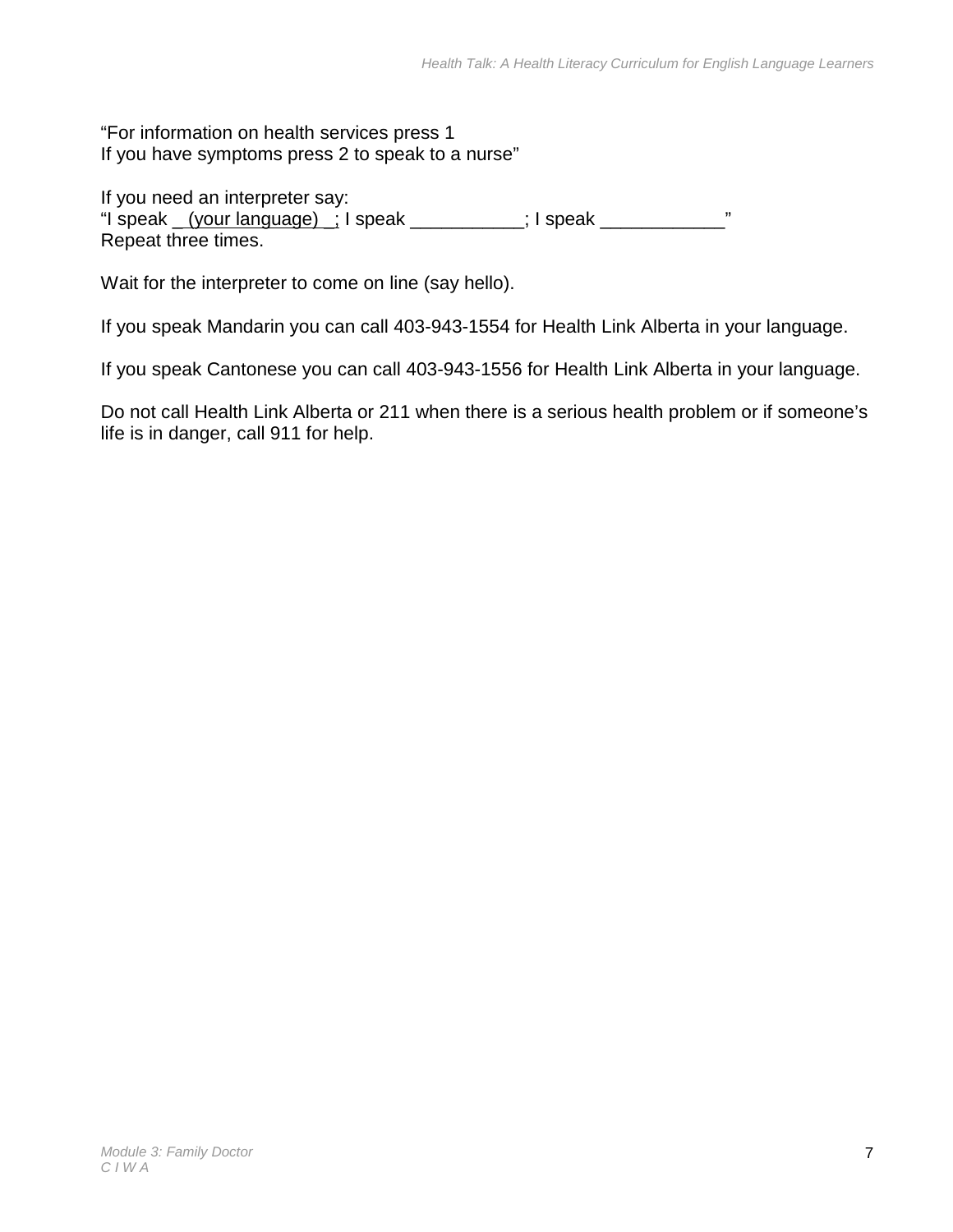"For information on health services press 1
If you have symptoms press 2 to speak to a nurse"

If you need an interpreter say:
"I speak _(your language)_; I speak ___________; I speak ____________"
Repeat three times.

Wait for the interpreter to come on line (say hello).

If you speak Mandarin you can call 403-943-1554 for Health Link Alberta in your language.

If you speak Cantonese you can call 403-943-1556 for Health Link Alberta in your language.

Do not call Health Link Alberta or 211 when there is a serious health problem or if someone's life is in danger, call 911 for help.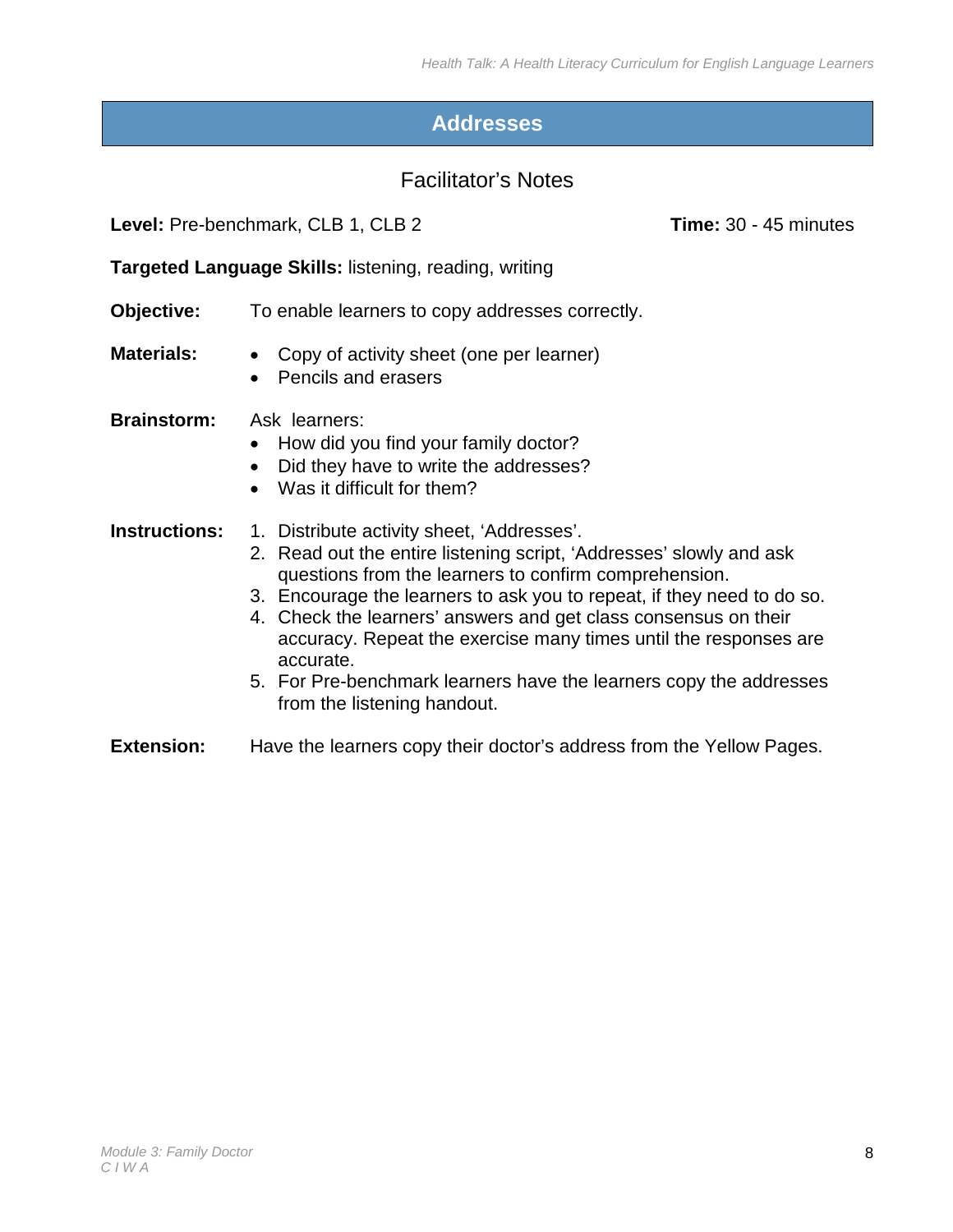## Addresses

### Facilitator's Notes

**Level:** Pre-benchmark, CLB 1, CLB 2 **Time:** 30 - 45 minutes

**Targeted Language Skills:** listening, reading, writing

**Objective:** To enable learners to copy addresses correctly.

**Materials:**

- Copy of activity sheet (one per learner)
- Pencils and erasers

**Brainstorm:** Ask learners:

- How did you find your family doctor?
- Did they have to write the addresses?
- Was it difficult for them?

**Instructions:**

1. Distribute activity sheet, 'Addresses'.
2. Read out the entire listening script, 'Addresses' slowly and ask questions from the learners to confirm comprehension.
3. Encourage the learners to ask you to repeat, if they need to do so.
4. Check the learners' answers and get class consensus on their accuracy. Repeat the exercise many times until the responses are accurate.
5. For Pre-benchmark learners have the learners copy the addresses from the listening handout.

**Extension:** Have the learners copy their doctor's address from the Yellow Pages.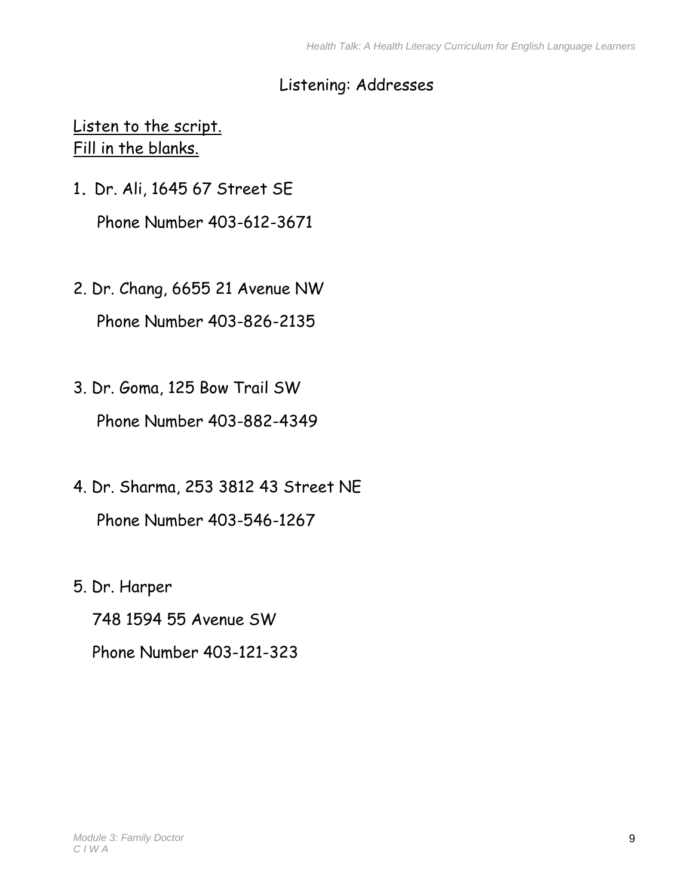## Listening: Addresses

Listen to the script.
Fill in the blanks.

1. Dr. Ali, 1645 67 Street SE

   Phone Number 403-612-3671

2. Dr. Chang, 6655 21 Avenue NW

   Phone Number 403-826-2135

3. Dr. Goma, 125 Bow Trail SW

   Phone Number 403-882-4349

4. Dr. Sharma, 253 3812 43 Street NE

   Phone Number 403-546-1267

5. Dr. Harper

   748 1594 55 Avenue SW

   Phone Number 403-121-323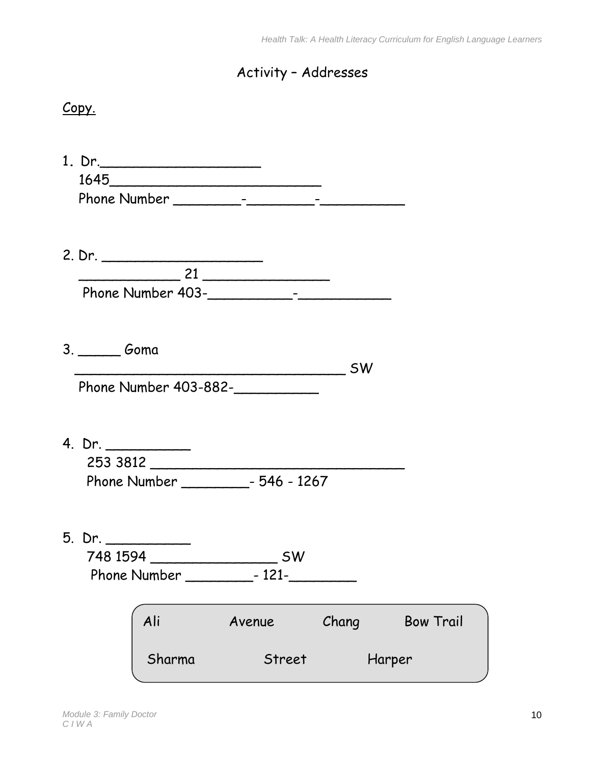## Activity – Addresses

Copy.

1. Dr.___________________
   1645_________________________
   Phone Number ________-________-__________

2. Dr. ___________________
   ____________ 21 _______________
   Phone Number 403-__________-___________

3. _____ Goma
   ________________________________ SW
   Phone Number 403-882-__________

4. Dr. __________
   253 3812 ______________________________
   Phone Number ________- 546 - 1267

5. Dr. __________
   748 1594 _______________ SW
   Phone Number ________- 121-________

| | | | |
|---|---|---|---|
| Ali | Avenue | Chang | Bow Trail |
| Sharma | Street | Harper | |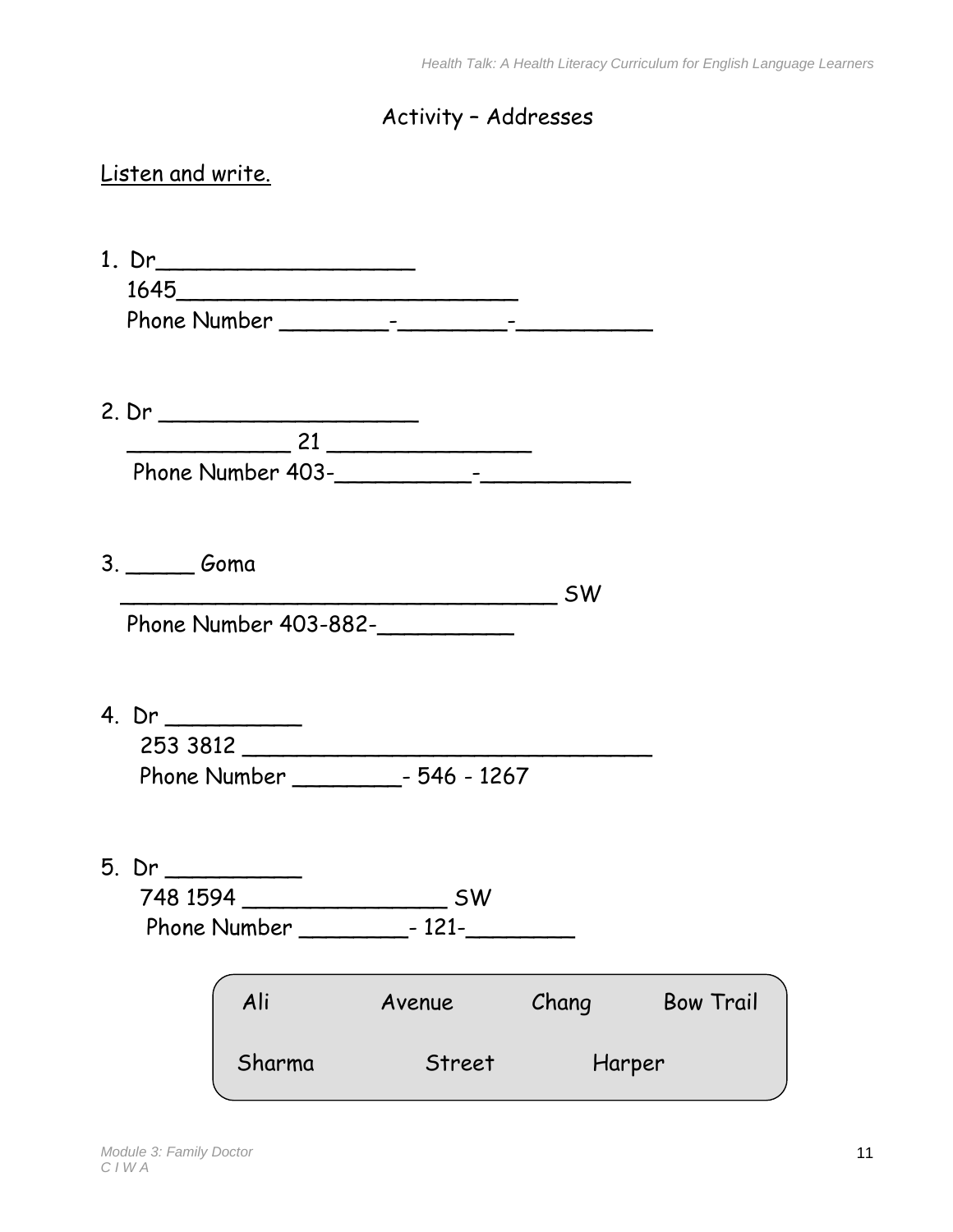## Activity – Addresses

Listen and write.

1. Dr___________________
   1645_________________________
   Phone Number ________-________-__________

2. Dr ___________________
   ____________ 21 _______________
   Phone Number 403-__________-___________

3. _____ Goma
   ________________________________ SW
   Phone Number 403-882-__________

4. Dr __________
   253 3812 ______________________________
   Phone Number ________- 546 - 1267

5. Dr __________
   748 1594 _______________ SW
   Phone Number ________- 121-________

| | | | |
|---|---|---|---|
| Ali | Avenue | Chang | Bow Trail |
| Sharma | Street | Harper | |

Module 3: Family Doctor
C I W A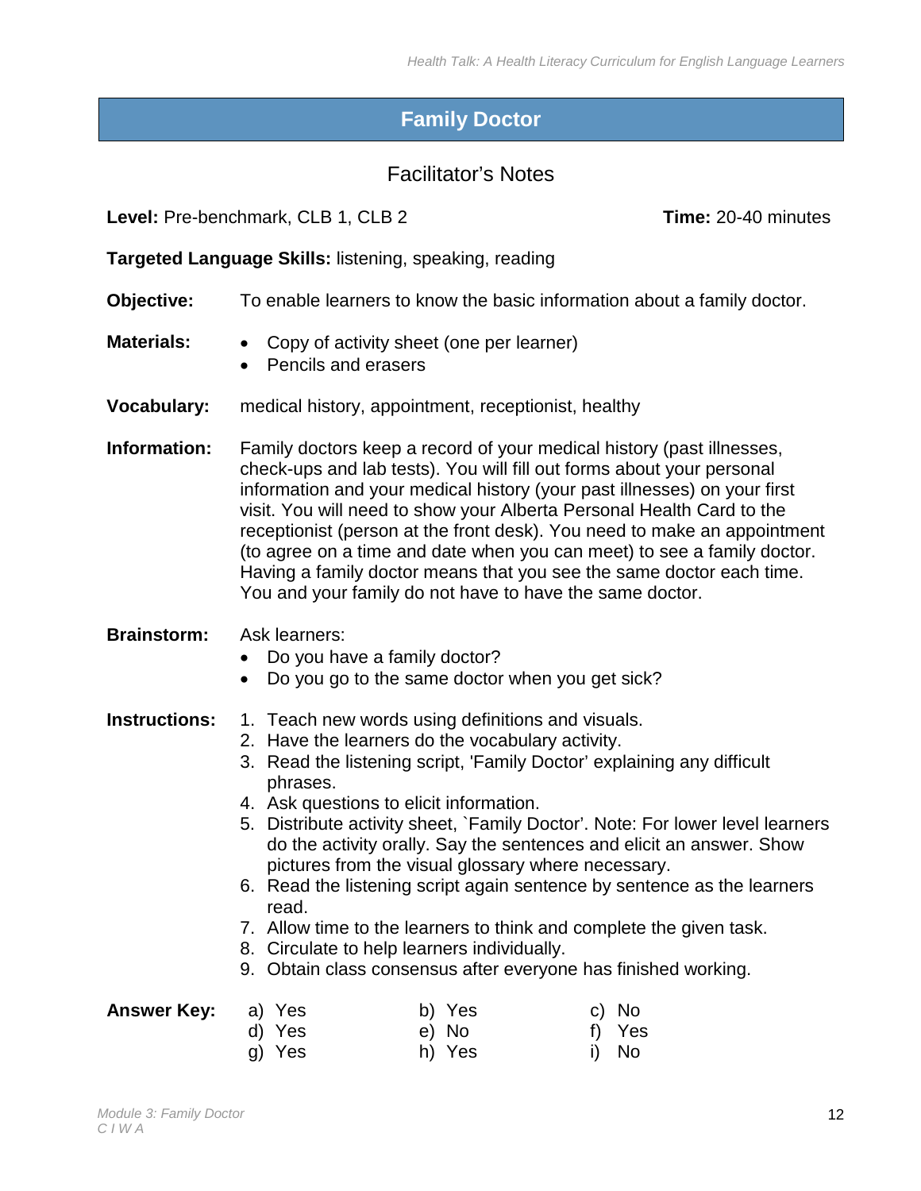# Family Doctor

## Facilitator's Notes

**Level:** Pre-benchmark, CLB 1, CLB 2 **Time:** 20-40 minutes

**Targeted Language Skills:** listening, speaking, reading

**Objective:** To enable learners to know the basic information about a family doctor.

**Materials:**

- Copy of activity sheet (one per learner)
- Pencils and erasers

**Vocabulary:** medical history, appointment, receptionist, healthy

**Information:** Family doctors keep a record of your medical history (past illnesses, check-ups and lab tests). You will fill out forms about your personal information and your medical history (your past illnesses) on your first visit. You will need to show your Alberta Personal Health Card to the receptionist (person at the front desk). You need to make an appointment (to agree on a time and date when you can meet) to see a family doctor. Having a family doctor means that you see the same doctor each time. You and your family do not have to have the same doctor.

**Brainstorm:** Ask learners:

- Do you have a family doctor?
- Do you go to the same doctor when you get sick?

**Instructions:**

1. Teach new words using definitions and visuals.
2. Have the learners do the vocabulary activity.
3. Read the listening script, 'Family Doctor' explaining any difficult phrases.
4. Ask questions to elicit information.
5. Distribute activity sheet, `Family Doctor'. Note: For lower level learners do the activity orally. Say the sentences and elicit an answer. Show pictures from the visual glossary where necessary.
6. Read the listening script again sentence by sentence as the learners read.
7. Allow time to the learners to think and complete the given task.
8. Circulate to help learners individually.
9. Obtain class consensus after everyone has finished working.

**Answer Key:**

| | | |
|---|---|---|
| a) Yes | b) Yes | c) No |
| d) Yes | e) No | f) Yes |
| g) Yes | h) Yes | i) No |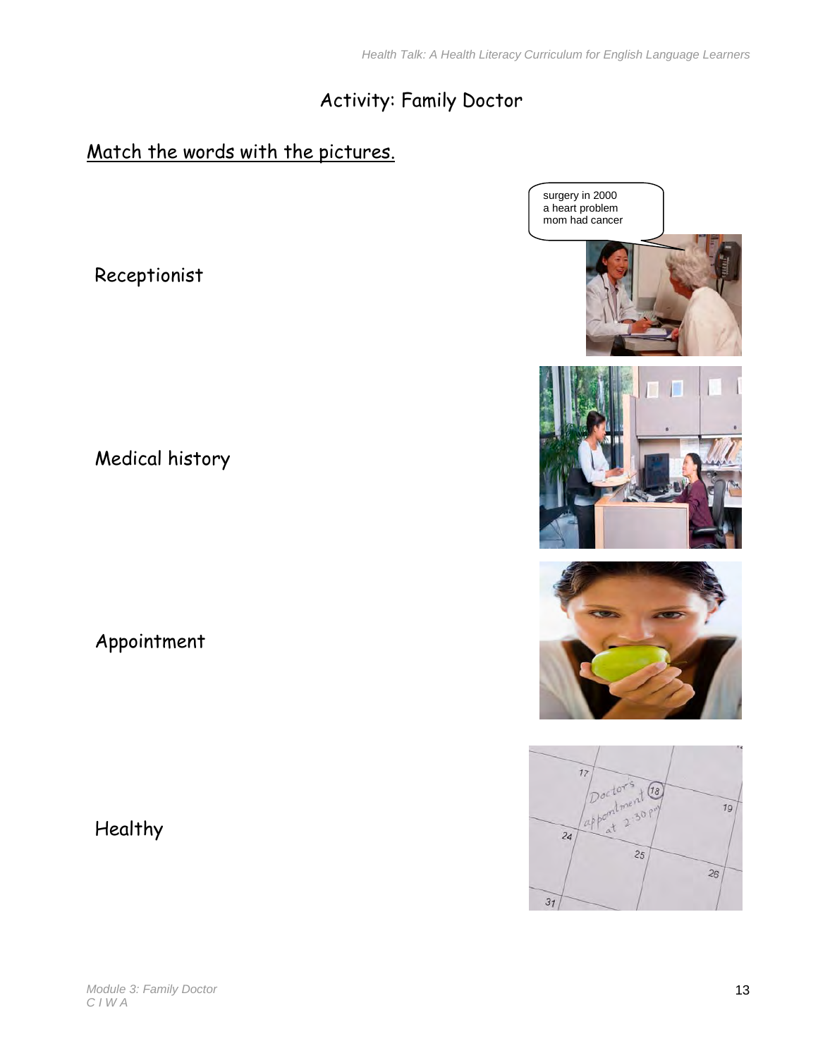# Activity: Family Doctor

## Match the words with the pictures.

Receptionist

Medical history

Appointment

Healthy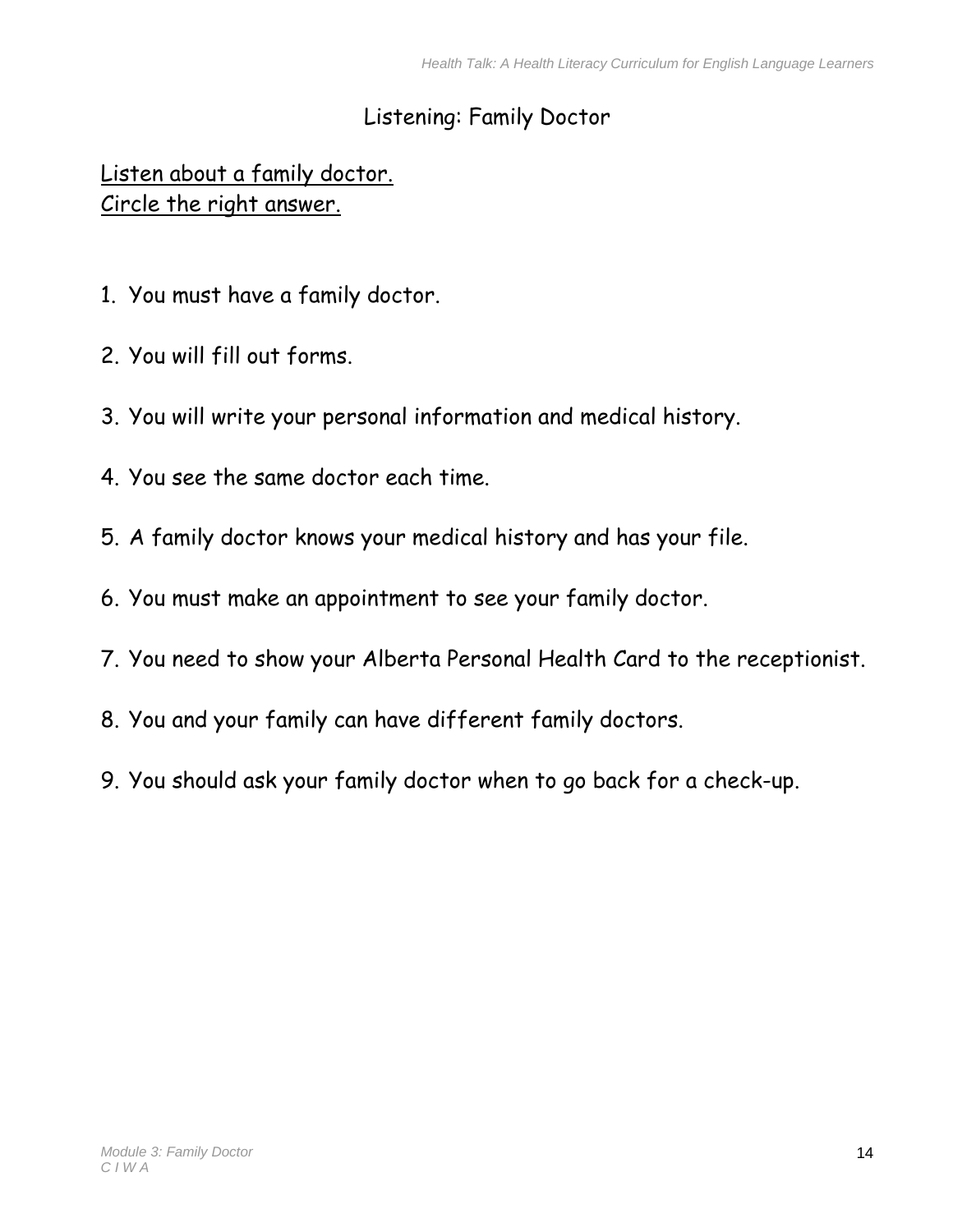## Listening: Family Doctor

<u>Listen about a family doctor.</u>
<u>Circle the right answer.</u>

1. You must have a family doctor.
2. You will fill out forms.
3. You will write your personal information and medical history.
4. You see the same doctor each time.
5. A family doctor knows your medical history and has your file.
6. You must make an appointment to see your family doctor.
7. You need to show your Alberta Personal Health Card to the receptionist.
8. You and your family can have different family doctors.
9. You should ask your family doctor when to go back for a check-up.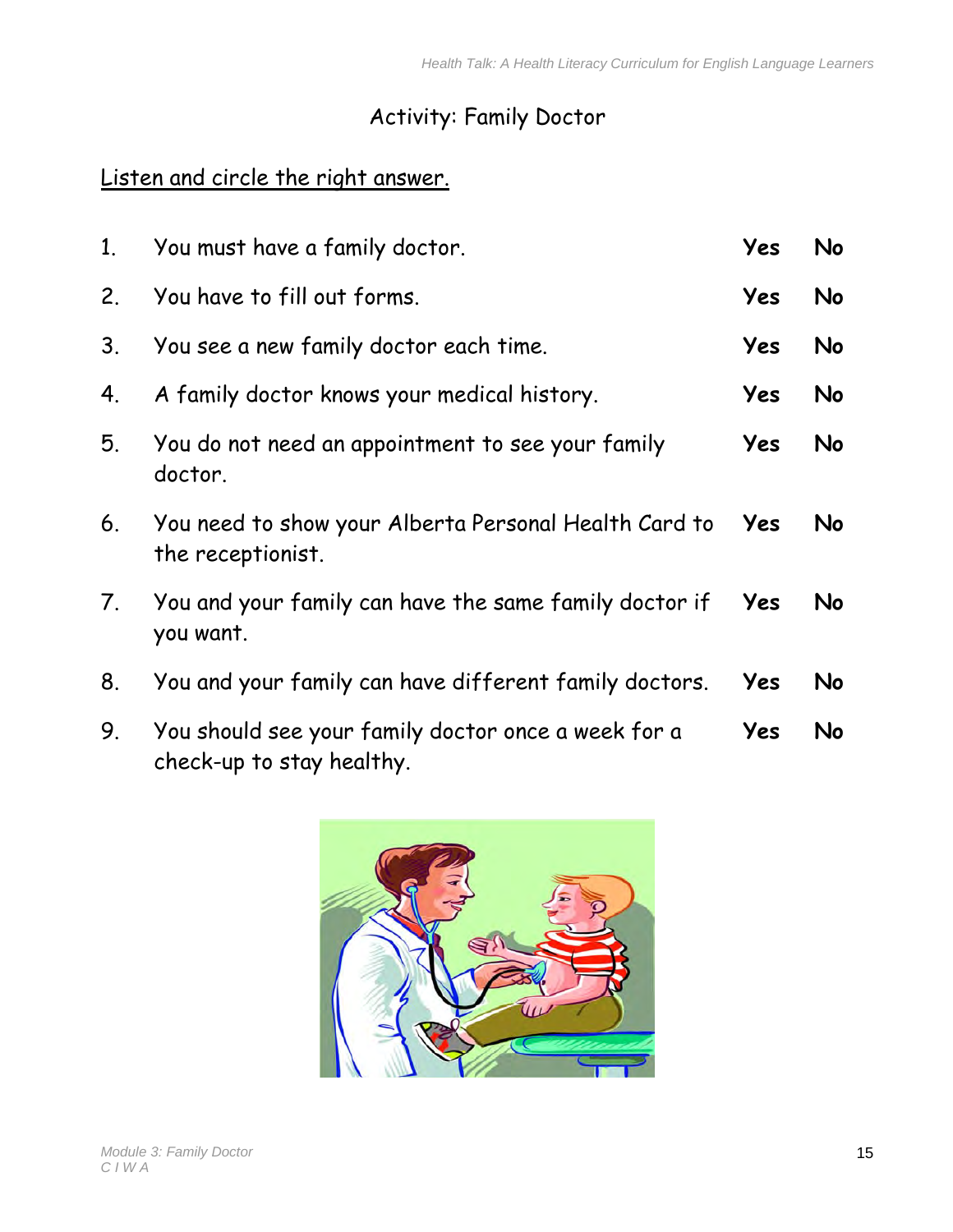## Activity: Family Doctor

Listen and circle the right answer.

| | | | |
|---|---|---|---|
| 1. | You must have a family doctor. | **Yes** | **No** |
| 2. | You have to fill out forms. | **Yes** | **No** |
| 3. | You see a new family doctor each time. | **Yes** | **No** |
| 4. | A family doctor knows your medical history. | **Yes** | **No** |
| 5. | You do not need an appointment to see your family doctor. | **Yes** | **No** |
| 6. | You need to show your Alberta Personal Health Card to the receptionist. | **Yes** | **No** |
| 7. | You and your family can have the same family doctor if you want. | **Yes** | **No** |
| 8. | You and your family can have different family doctors. | **Yes** | **No** |
| 9. | You should see your family doctor once a week for a check-up to stay healthy. | **Yes** | **No** |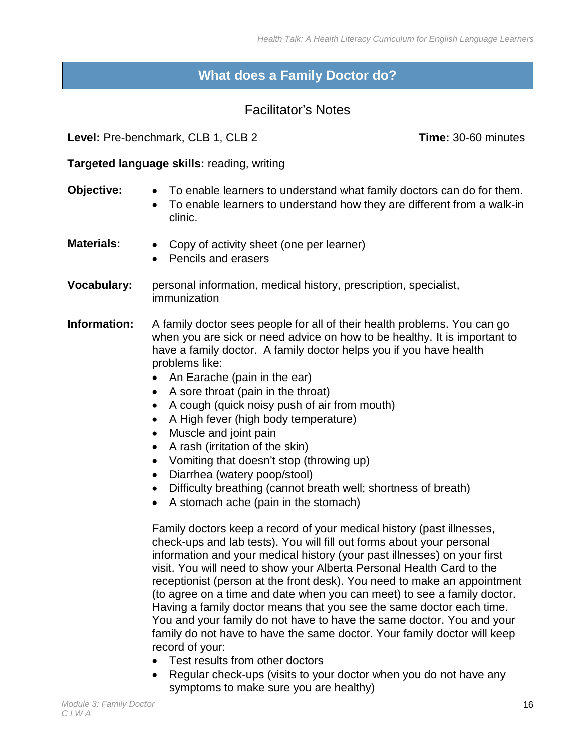## What does a Family Doctor do?

### Facilitator's Notes

**Level:** Pre-benchmark, CLB 1, CLB 2 **Time:** 30-60 minutes

**Targeted language skills:** reading, writing

**Objective:**
- To enable learners to understand what family doctors can do for them.
- To enable learners to understand how they are different from a walk-in clinic.

**Materials:**
- Copy of activity sheet (one per learner)
- Pencils and erasers

**Vocabulary:** personal information, medical history, prescription, specialist, immunization

**Information:** A family doctor sees people for all of their health problems. You can go when you are sick or need advice on how to be healthy. It is important to have a family doctor. A family doctor helps you if you have health problems like:

- An Earache (pain in the ear)
- A sore throat (pain in the throat)
- A cough (quick noisy push of air from mouth)
- A High fever (high body temperature)
- Muscle and joint pain
- A rash (irritation of the skin)
- Vomiting that doesn't stop (throwing up)
- Diarrhea (watery poop/stool)
- Difficulty breathing (cannot breath well; shortness of breath)
- A stomach ache (pain in the stomach)

Family doctors keep a record of your medical history (past illnesses, check-ups and lab tests). You will fill out forms about your personal information and your medical history (your past illnesses) on your first visit. You will need to show your Alberta Personal Health Card to the receptionist (person at the front desk). You need to make an appointment (to agree on a time and date when you can meet) to see a family doctor. Having a family doctor means that you see the same doctor each time. You and your family do not have to have the same doctor. You and your family do not have to have the same doctor. Your family doctor will keep record of your:

- Test results from other doctors
- Regular check-ups (visits to your doctor when you do not have any symptoms to make sure you are healthy)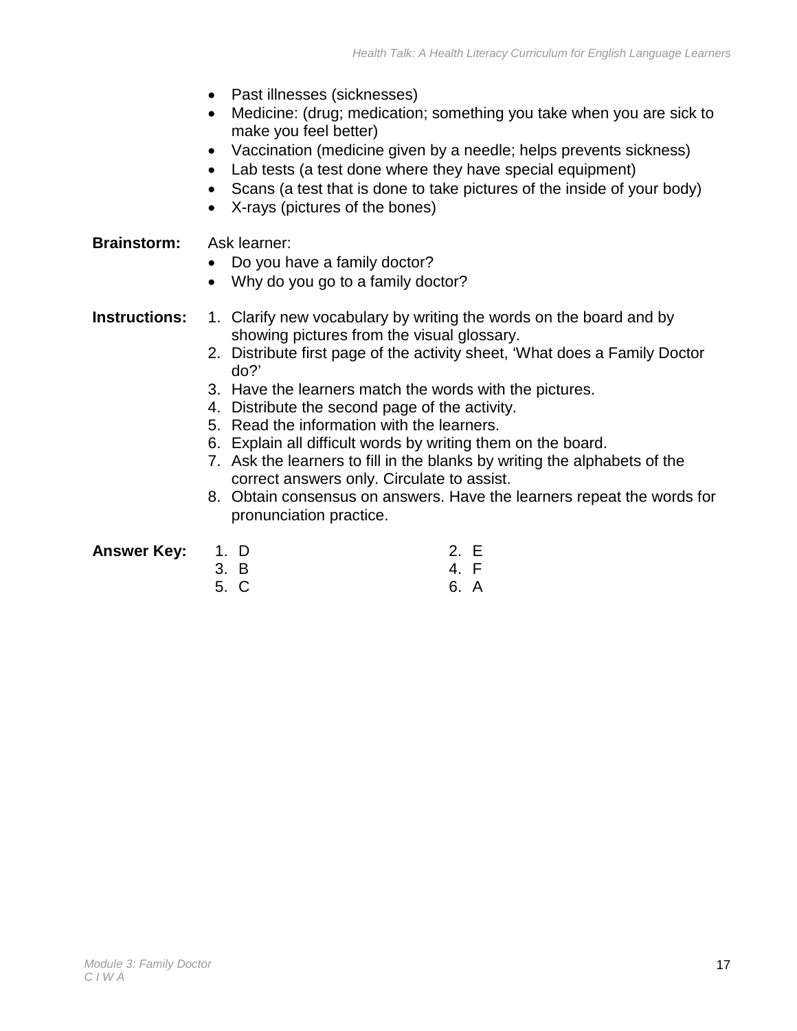- Past illnesses (sicknesses)
- Medicine: (drug; medication; something you take when you are sick to make you feel better)
- Vaccination (medicine given by a needle; helps prevents sickness)
- Lab tests (a test done where they have special equipment)
- Scans (a test that is done to take pictures of the inside of your body)
- X-rays (pictures of the bones)

**Brainstorm:** Ask learner:

- Do you have a family doctor?
- Why do you go to a family doctor?

**Instructions:**

1. Clarify new vocabulary by writing the words on the board and by showing pictures from the visual glossary.
2. Distribute first page of the activity sheet, 'What does a Family Doctor do?'
3. Have the learners match the words with the pictures.
4. Distribute the second page of the activity.
5. Read the information with the learners.
6. Explain all difficult words by writing them on the board.
7. Ask the learners to fill in the blanks by writing the alphabets of the correct answers only. Circulate to assist.
8. Obtain consensus on answers. Have the learners repeat the words for pronunciation practice.

**Answer Key:**

1. D
2. E
3. B
4. F
5. C
6. A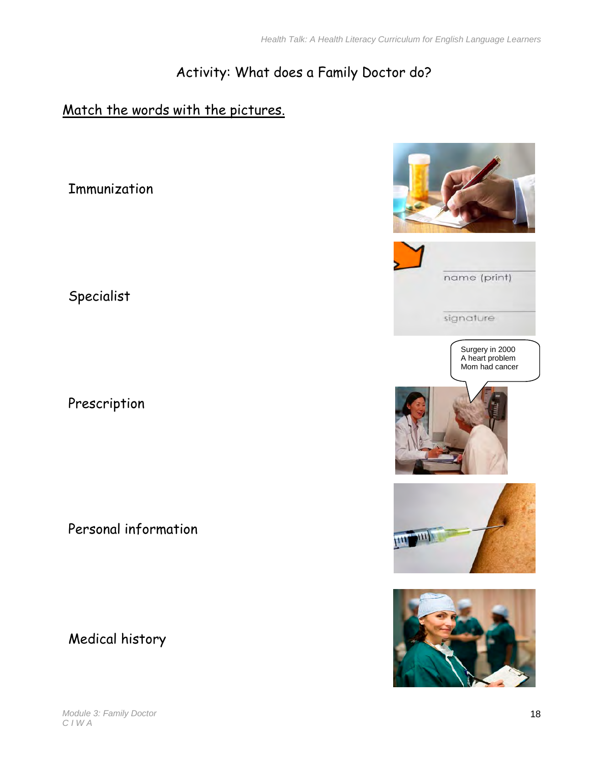## Activity: What does a Family Doctor do?

Match the words with the pictures.

Immunization

Specialist

Prescription

Personal information

Medical history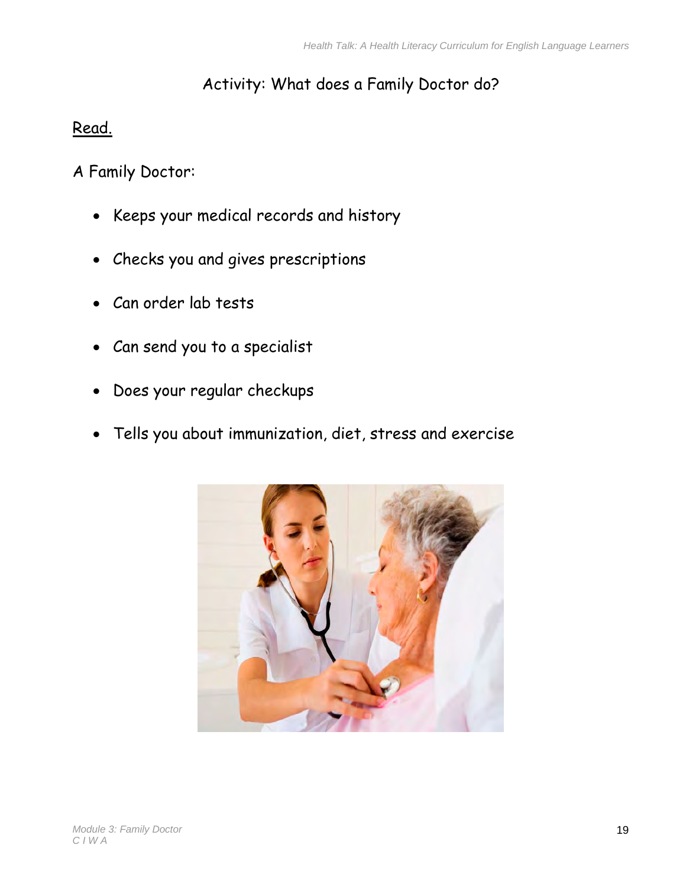## Activity: What does a Family Doctor do?

Read.

A Family Doctor:

- Keeps your medical records and history
- Checks you and gives prescriptions
- Can order lab tests
- Can send you to a specialist
- Does your regular checkups
- Tells you about immunization, diet, stress and exercise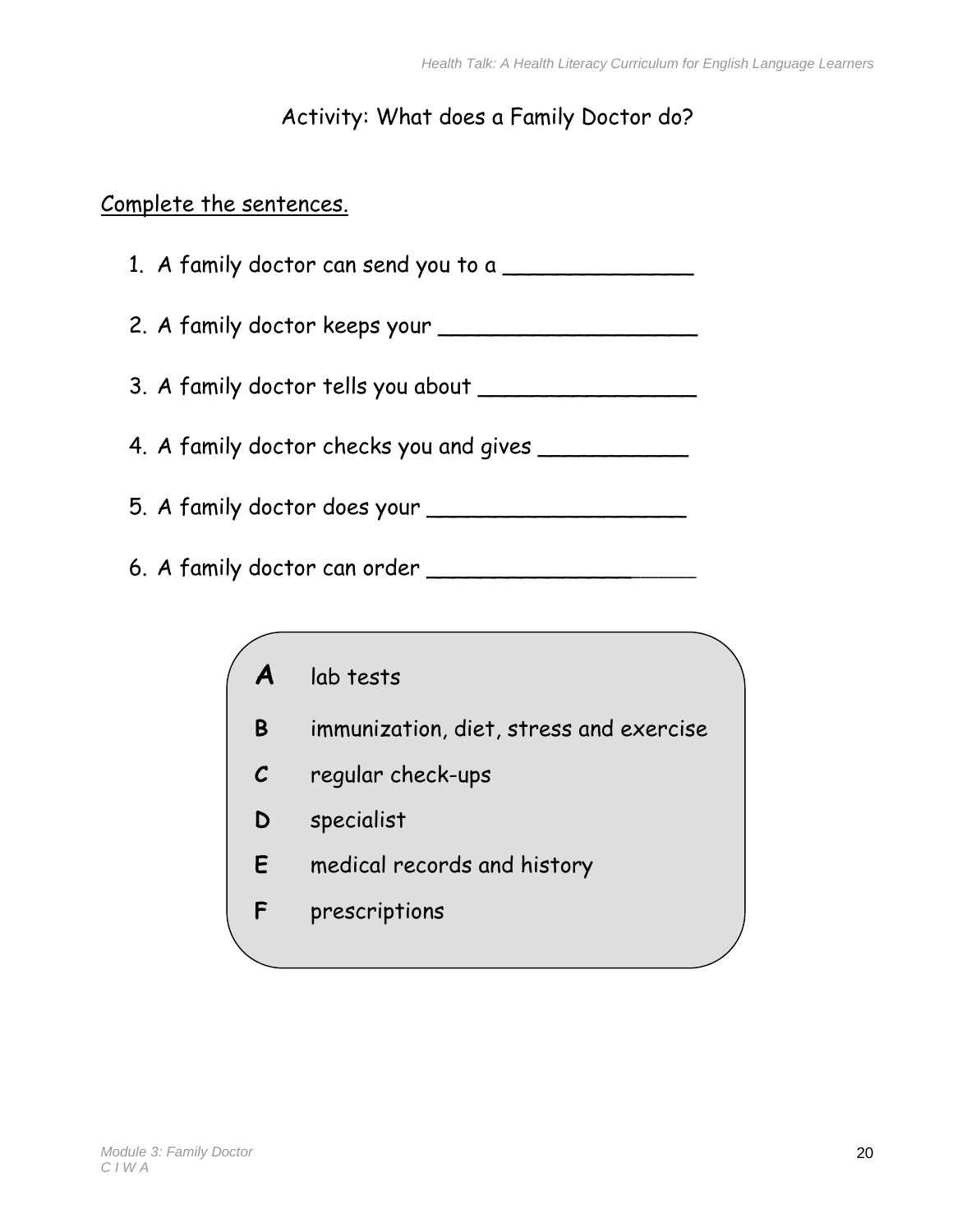## Activity: What does a Family Doctor do?

Complete the sentences.

1. A family doctor can send you to a ______________
2. A family doctor keeps your ___________________
3. A family doctor tells you about ________________
4. A family doctor checks you and gives ___________
5. A family doctor does your ___________________
6. A family doctor can order ____________________

| | |
|---|---|
| **A** | lab tests |
| **B** | immunization, diet, stress and exercise |
| **C** | regular check-ups |
| **D** | specialist |
| **E** | medical records and history |
| **F** | prescriptions |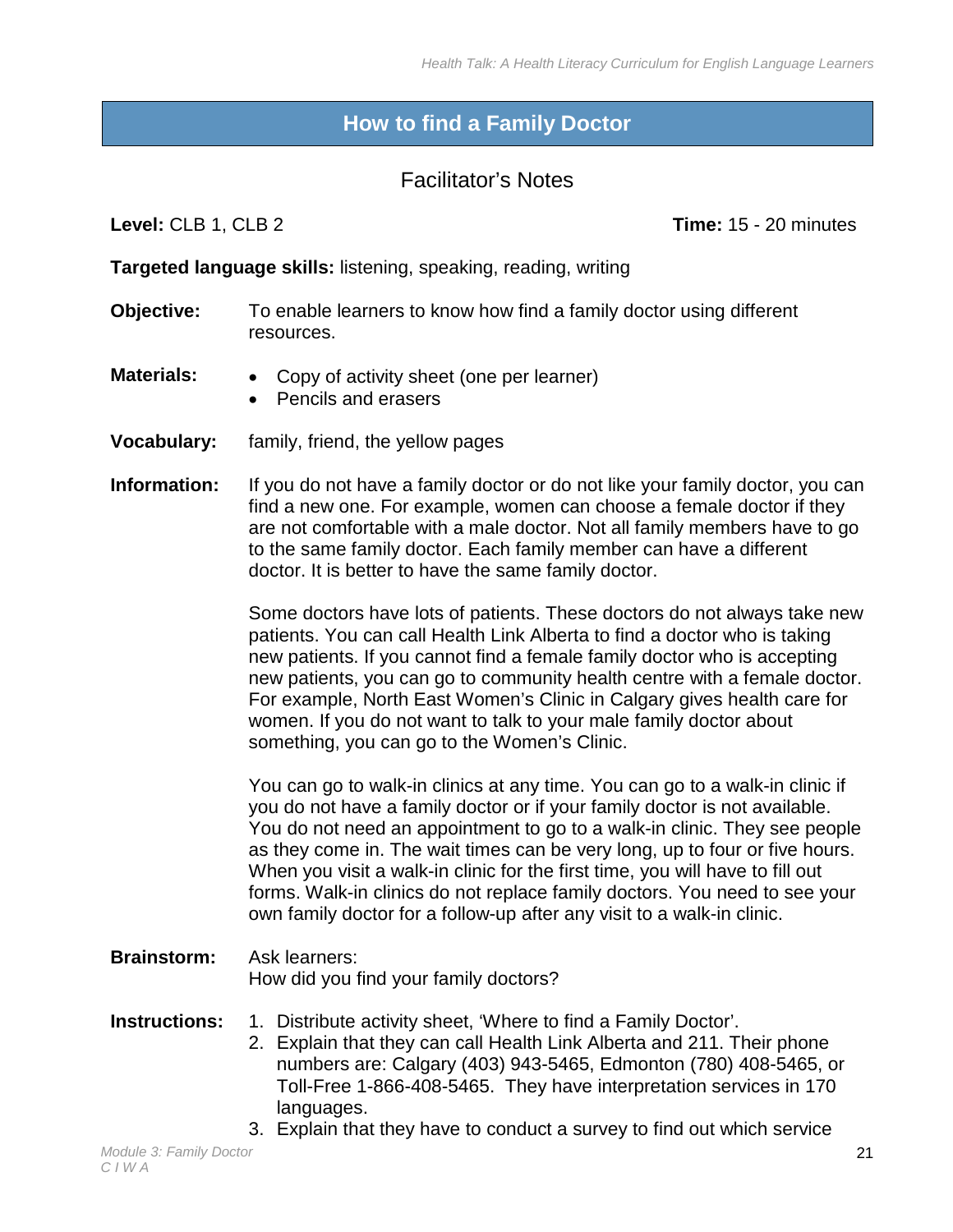## How to find a Family Doctor

### Facilitator's Notes

**Level:** CLB 1, CLB 2 **Time:** 15 - 20 minutes

**Targeted language skills:** listening, speaking, reading, writing

**Objective:** To enable learners to know how find a family doctor using different resources.

**Materials:**
- Copy of activity sheet (one per learner)
- Pencils and erasers

**Vocabulary:** family, friend, the yellow pages

**Information:** If you do not have a family doctor or do not like your family doctor, you can find a new one. For example, women can choose a female doctor if they are not comfortable with a male doctor. Not all family members have to go to the same family doctor. Each family member can have a different doctor. It is better to have the same family doctor.

Some doctors have lots of patients. These doctors do not always take new patients. You can call Health Link Alberta to find a doctor who is taking new patients. If you cannot find a female family doctor who is accepting new patients, you can go to community health centre with a female doctor. For example, North East Women's Clinic in Calgary gives health care for women. If you do not want to talk to your male family doctor about something, you can go to the Women's Clinic.

You can go to walk-in clinics at any time. You can go to a walk-in clinic if you do not have a family doctor or if your family doctor is not available. You do not need an appointment to go to a walk-in clinic. They see people as they come in. The wait times can be very long, up to four or five hours. When you visit a walk-in clinic for the first time, you will have to fill out forms. Walk-in clinics do not replace family doctors. You need to see your own family doctor for a follow-up after any visit to a walk-in clinic.

**Brainstorm:** Ask learners:
How did you find your family doctors?

**Instructions:**
1. Distribute activity sheet, 'Where to find a Family Doctor'.
2. Explain that they can call Health Link Alberta and 211. Their phone numbers are: Calgary (403) 943-5465, Edmonton (780) 408-5465, or Toll-Free 1-866-408-5465. They have interpretation services in 170 languages.
3. Explain that they have to conduct a survey to find out which service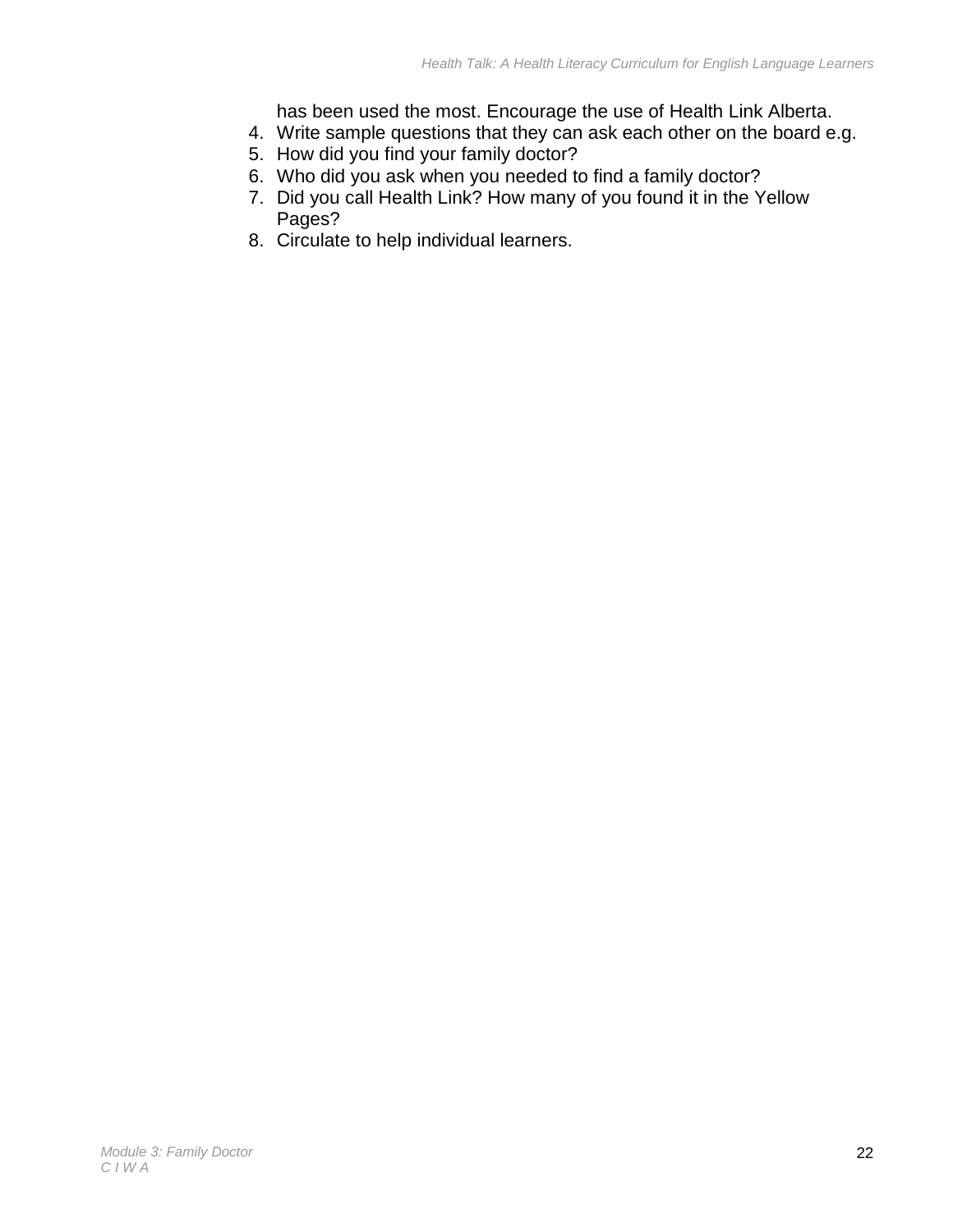has been used the most. Encourage the use of Health Link Alberta.

4. Write sample questions that they can ask each other on the board e.g.
5. How did you find your family doctor?
6. Who did you ask when you needed to find a family doctor?
7. Did you call Health Link? How many of you found it in the Yellow Pages?
8. Circulate to help individual learners.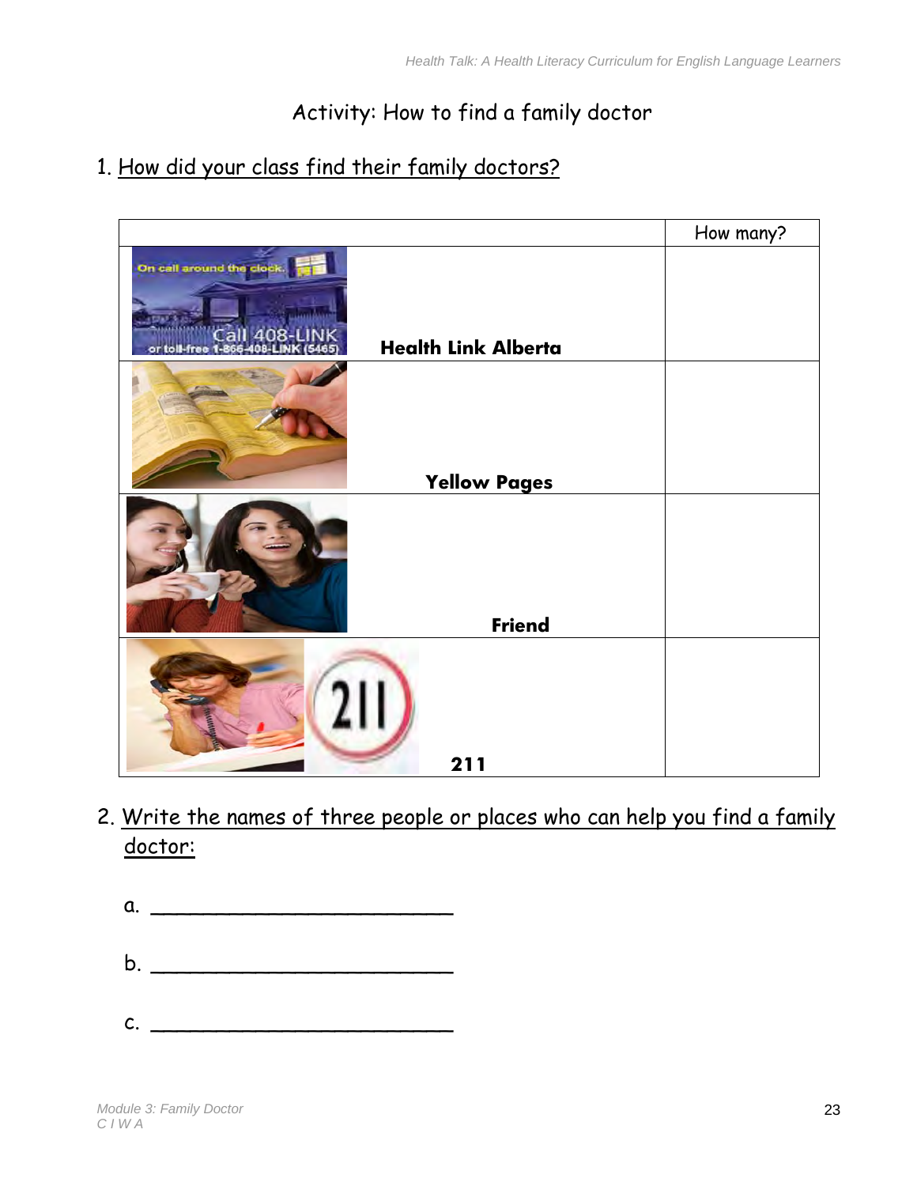# Activity: How to find a family doctor

1. How did your class find their family doctors?

| | How many? |
|---|---|
| On call around the clock. Call 408-LINK or toll-free 1-866-408-LINK (5465) **Health Link Alberta** | |
| **Yellow Pages** | |
| **Friend** | |
| 211 **211** | |

2. Write the names of three people or places who can help you find a family doctor:

a. ________________________

b. ________________________

c. ________________________

*Module 3: Family Doctor*
*C I W A*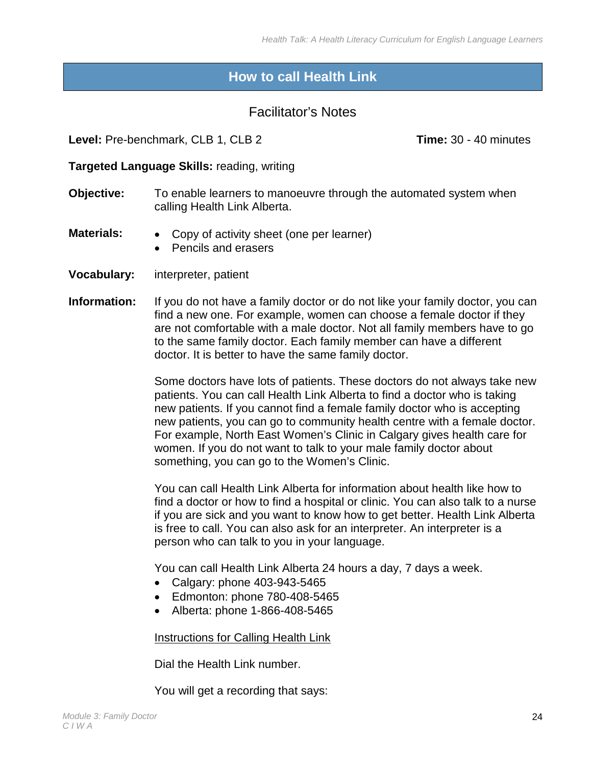## How to call Health Link

### Facilitator's Notes

**Level:** Pre-benchmark, CLB 1, CLB 2 **Time:** 30 - 40 minutes

**Targeted Language Skills:** reading, writing

**Objective:** To enable learners to manoeuvre through the automated system when calling Health Link Alberta.

**Materials:**

- Copy of activity sheet (one per learner)
- Pencils and erasers

**Vocabulary:** interpreter, patient

**Information:** If you do not have a family doctor or do not like your family doctor, you can find a new one. For example, women can choose a female doctor if they are not comfortable with a male doctor. Not all family members have to go to the same family doctor. Each family member can have a different doctor. It is better to have the same family doctor.

Some doctors have lots of patients. These doctors do not always take new patients. You can call Health Link Alberta to find a doctor who is taking new patients. If you cannot find a female family doctor who is accepting new patients, you can go to community health centre with a female doctor. For example, North East Women's Clinic in Calgary gives health care for women. If you do not want to talk to your male family doctor about something, you can go to the Women's Clinic.

You can call Health Link Alberta for information about health like how to find a doctor or how to find a hospital or clinic. You can also talk to a nurse if you are sick and you want to know how to get better. Health Link Alberta is free to call. You can also ask for an interpreter. An interpreter is a person who can talk to you in your language.

You can call Health Link Alberta 24 hours a day, 7 days a week.

- Calgary: phone 403-943-5465
- Edmonton: phone 780-408-5465
- Alberta: phone 1-866-408-5465

<u>Instructions for Calling Health Link</u>

Dial the Health Link number.

You will get a recording that says: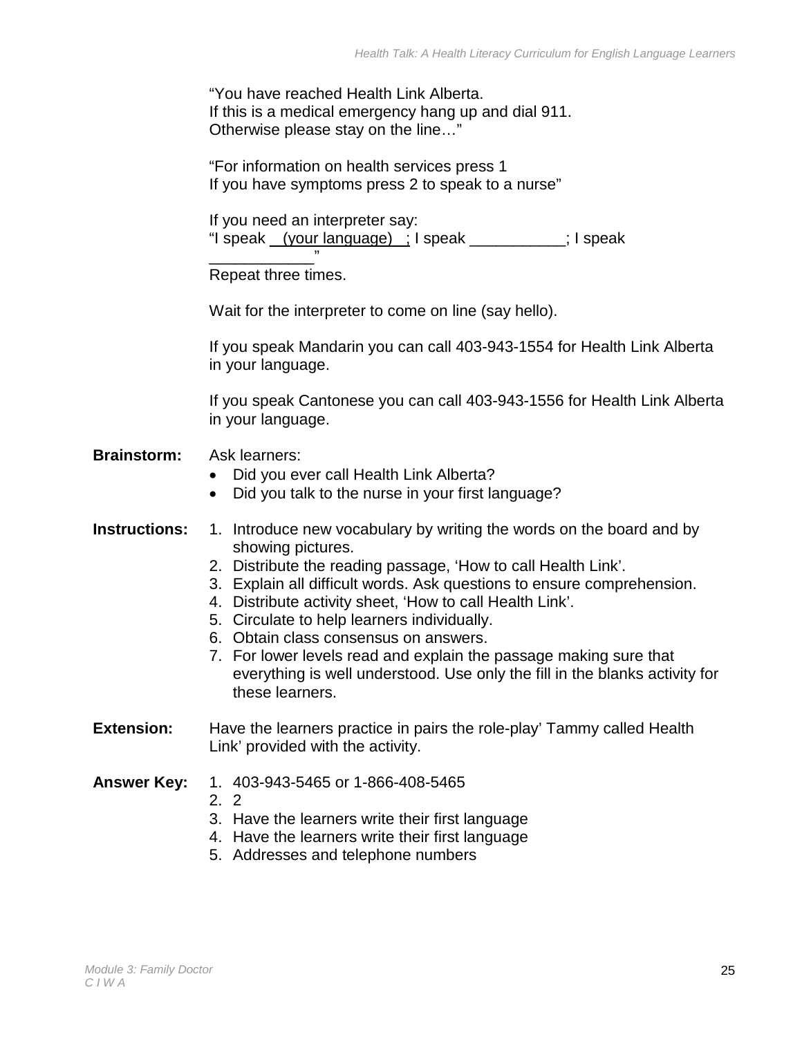“You have reached Health Link Alberta.
If this is a medical emergency hang up and dial 911.
Otherwise please stay on the line…”

“For information on health services press 1
If you have symptoms press 2 to speak to a nurse”

If you need an interpreter say:
“I speak __(your language)__; I speak ___________; I speak ____________”
Repeat three times.

Wait for the interpreter to come on line (say hello).

If you speak Mandarin you can call 403-943-1554 for Health Link Alberta in your language.

If you speak Cantonese you can call 403-943-1556 for Health Link Alberta in your language.

**Brainstorm:** Ask learners:

- Did you ever call Health Link Alberta?
- Did you talk to the nurse in your first language?

**Instructions:**

1. Introduce new vocabulary by writing the words on the board and by showing pictures.
2. Distribute the reading passage, ‘How to call Health Link’.
3. Explain all difficult words. Ask questions to ensure comprehension.
4. Distribute activity sheet, ‘How to call Health Link’.
5. Circulate to help learners individually.
6. Obtain class consensus on answers.
7. For lower levels read and explain the passage making sure that everything is well understood. Use only the fill in the blanks activity for these learners.

**Extension:** Have the learners practice in pairs the role-play’ Tammy called Health Link’ provided with the activity.

**Answer Key:**

1. 403-943-5465 or 1-866-408-5465
2. 2
3. Have the learners write their first language
4. Have the learners write their first language
5. Addresses and telephone numbers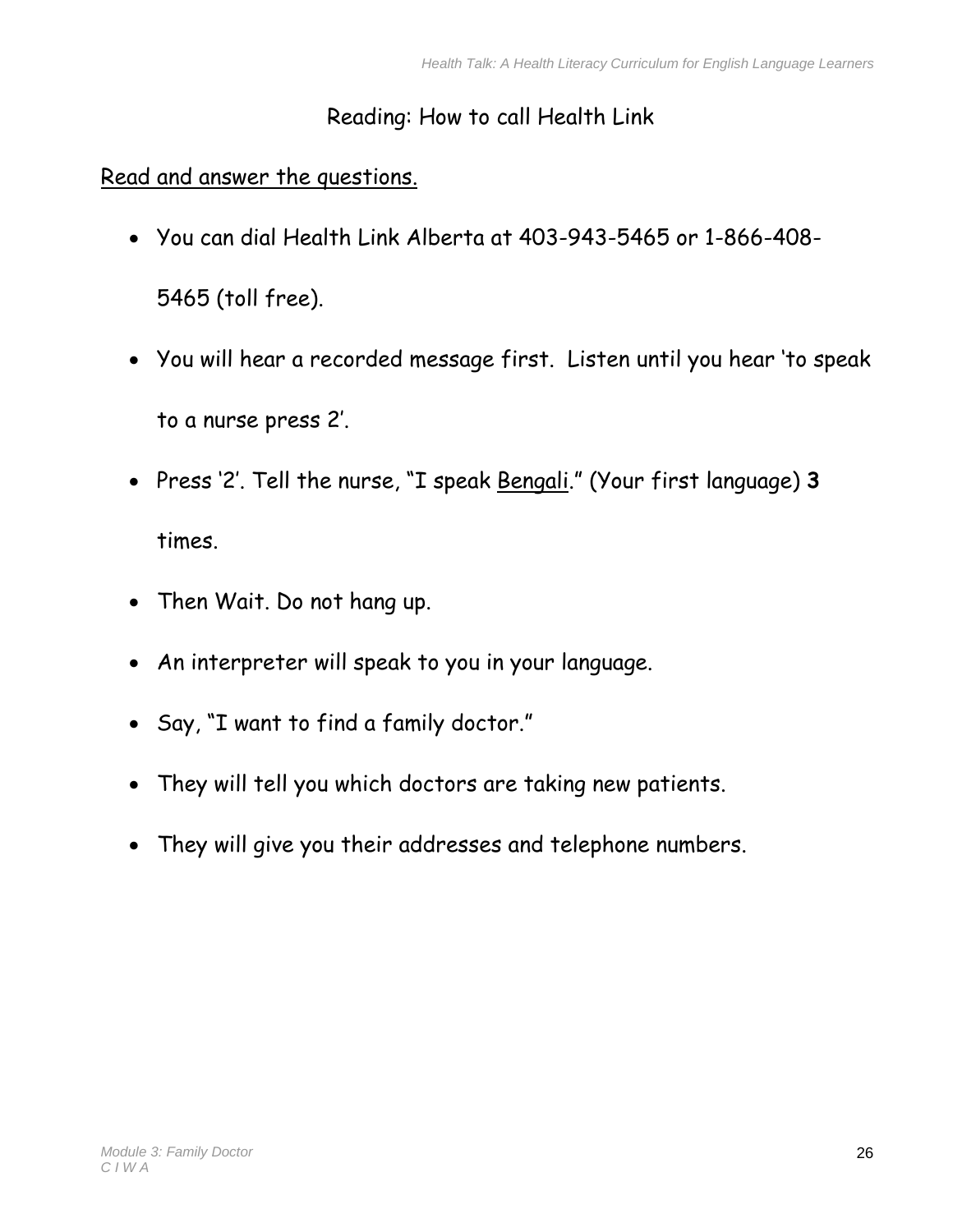# Reading: How to call Health Link

Read and answer the questions.

- You can dial Health Link Alberta at 403-943-5465 or 1-866-408-5465 (toll free).
- You will hear a recorded message first. Listen until you hear 'to speak to a nurse press 2'.
- Press '2'. Tell the nurse, "I speak Bengali." (Your first language) **3** times.
- Then Wait. Do not hang up.
- An interpreter will speak to you in your language.
- Say, "I want to find a family doctor."
- They will tell you which doctors are taking new patients.
- They will give you their addresses and telephone numbers.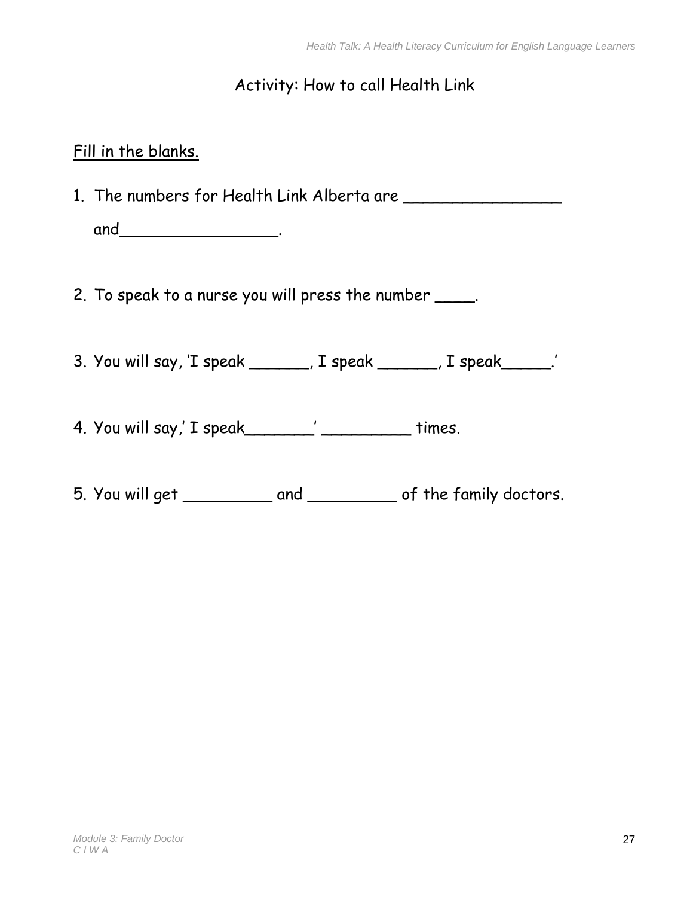# Activity: How to call Health Link

<u>Fill in the blanks.</u>

1. The numbers for Health Link Alberta are ________________ and________________.

2. To speak to a nurse you will press the number ____.

3. You will say, 'I speak ______, I speak ______, I speak_____.'

4. You will say,' I speak_______' _________ times.

5. You will get _________ and _________ of the family doctors.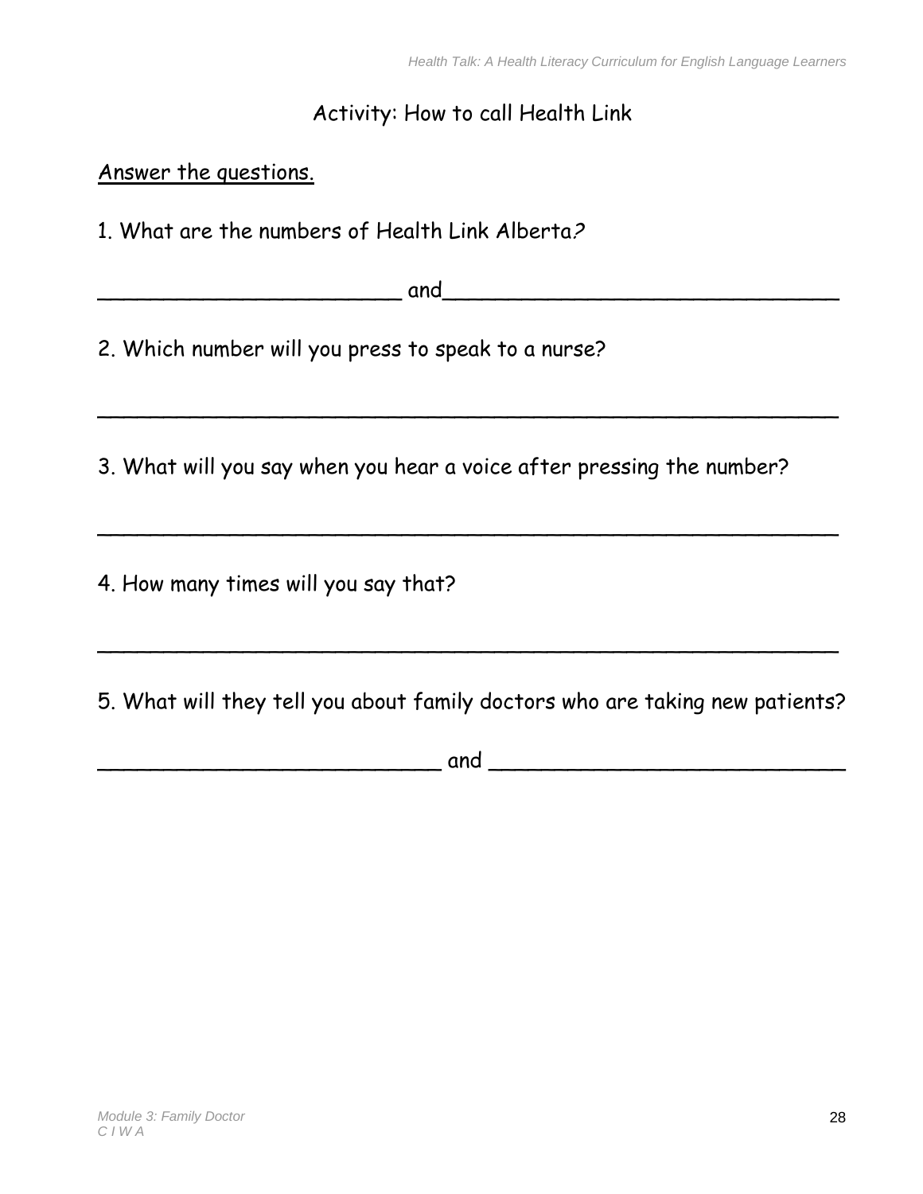## Activity: How to call Health Link

<u>Answer the questions.</u>

1. What are the numbers of Health Link Alberta?

_______________________ and______________________________

2. Which number will you press to speak to a nurse?

________________________________________________________

3. What will you say when you hear a voice after pressing the number?

________________________________________________________

4. How many times will you say that?

________________________________________________________

5. What will they tell you about family doctors who are taking new patients?

__________________________ and __________________________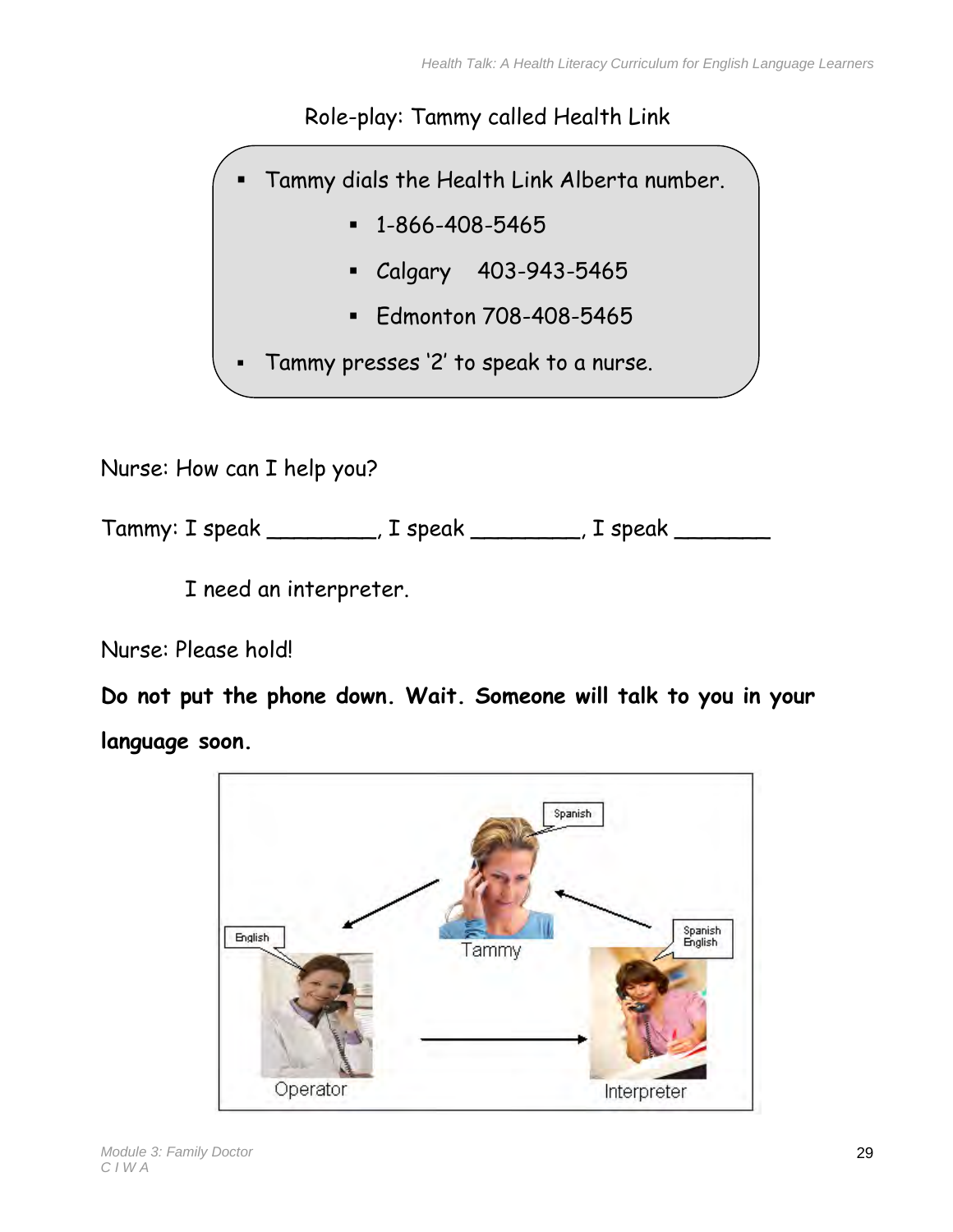## Role-play: Tammy called Health Link

- Tammy dials the Health Link Alberta number.
  - 1-866-408-5465
  - Calgary 403-943-5465
  - Edmonton 708-408-5465
- Tammy presses '2' to speak to a nurse.

Nurse: How can I help you?

Tammy: I speak ________, I speak ________, I speak _______

I need an interpreter.

Nurse: Please hold!

**Do not put the phone down. Wait. Someone will talk to you in your language soon.**

Spanish

English

Tammy

Spanish
English

Operator

Interpreter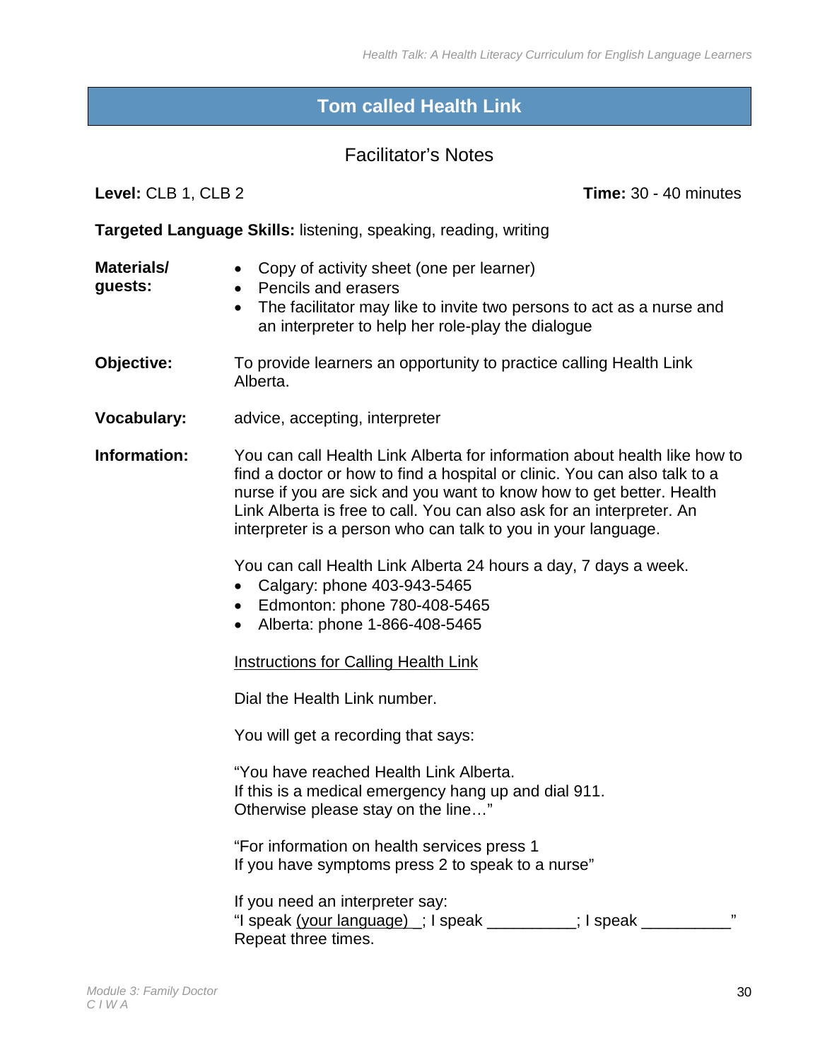# Tom called Health Link

## Facilitator's Notes

**Level:** CLB 1, CLB 2 **Time:** 30 - 40 minutes

**Targeted Language Skills:** listening, speaking, reading, writing

**Materials/ guests:**

- Copy of activity sheet (one per learner)
- Pencils and erasers
- The facilitator may like to invite two persons to act as a nurse and an interpreter to help her role-play the dialogue

**Objective:** To provide learners an opportunity to practice calling Health Link Alberta.

**Vocabulary:** advice, accepting, interpreter

**Information:** You can call Health Link Alberta for information about health like how to find a doctor or how to find a hospital or clinic. You can also talk to a nurse if you are sick and you want to know how to get better. Health Link Alberta is free to call. You can also ask for an interpreter. An interpreter is a person who can talk to you in your language.

You can call Health Link Alberta 24 hours a day, 7 days a week.

- Calgary: phone 403-943-5465
- Edmonton: phone 780-408-5465
- Alberta: phone 1-866-408-5465

<u>Instructions for Calling Health Link</u>

Dial the Health Link number.

You will get a recording that says:

"You have reached Health Link Alberta.
If this is a medical emergency hang up and dial 911.
Otherwise please stay on the line…"

"For information on health services press 1
If you have symptoms press 2 to speak to a nurse"

If you need an interpreter say:
"I speak <u>(your language)</u> _; I speak __________; I speak __________"
Repeat three times.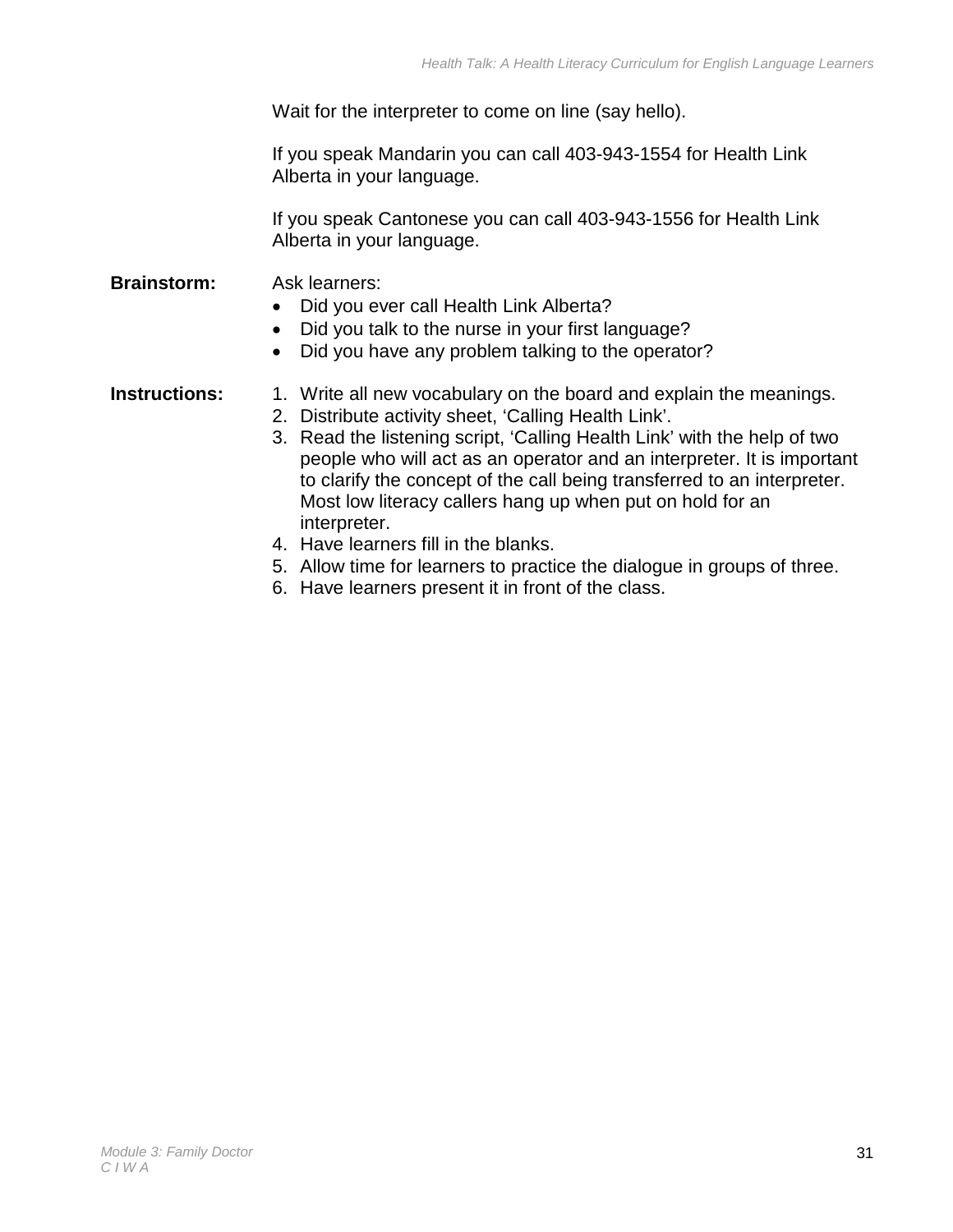Wait for the interpreter to come on line (say hello).

If you speak Mandarin you can call 403-943-1554 for Health Link Alberta in your language.

If you speak Cantonese you can call 403-943-1556 for Health Link Alberta in your language.

**Brainstorm:** Ask learners:

- Did you ever call Health Link Alberta?
- Did you talk to the nurse in your first language?
- Did you have any problem talking to the operator?

**Instructions:**

1. Write all new vocabulary on the board and explain the meanings.
2. Distribute activity sheet, 'Calling Health Link'.
3. Read the listening script, 'Calling Health Link' with the help of two people who will act as an operator and an interpreter. It is important to clarify the concept of the call being transferred to an interpreter. Most low literacy callers hang up when put on hold for an interpreter.
4. Have learners fill in the blanks.
5. Allow time for learners to practice the dialogue in groups of three.
6. Have learners present it in front of the class.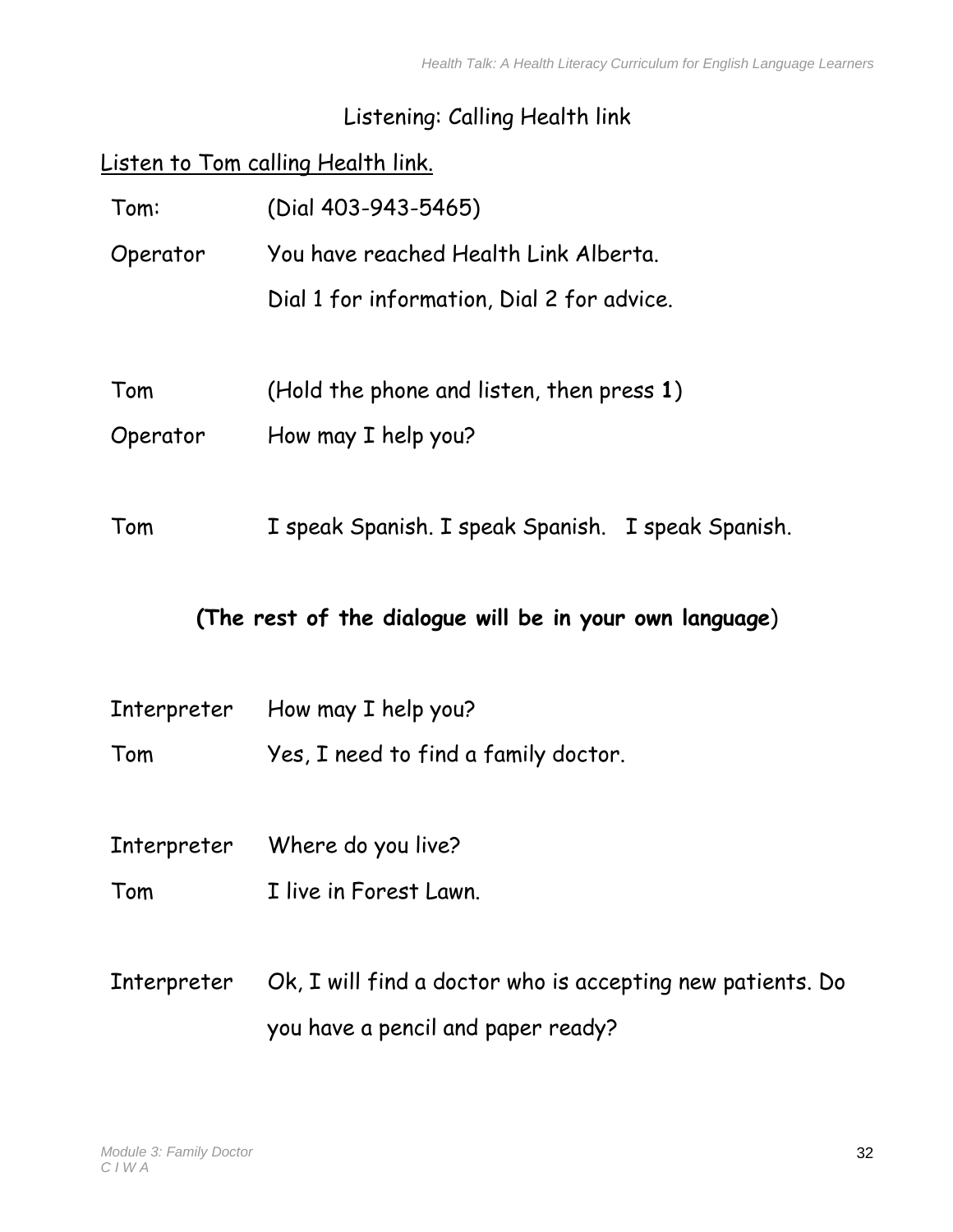## Listening: Calling Health link

Listen to Tom calling Health link.

| | |
|---|---|
| Tom: | (Dial 403-943-5465) |
| Operator | You have reached Health Link Alberta. Dial 1 for information, Dial 2 for advice. |
| Tom | (Hold the phone and listen, then press **1**) |
| Operator | How may I help you? |
| Tom | I speak Spanish. I speak Spanish. I speak Spanish. |

**(The rest of the dialogue will be in your own language)**

| | |
|---|---|
| Interpreter | How may I help you? |
| Tom | Yes, I need to find a family doctor. |
| Interpreter | Where do you live? |
| Tom | I live in Forest Lawn. |
| Interpreter | Ok, I will find a doctor who is accepting new patients. Do you have a pencil and paper ready? |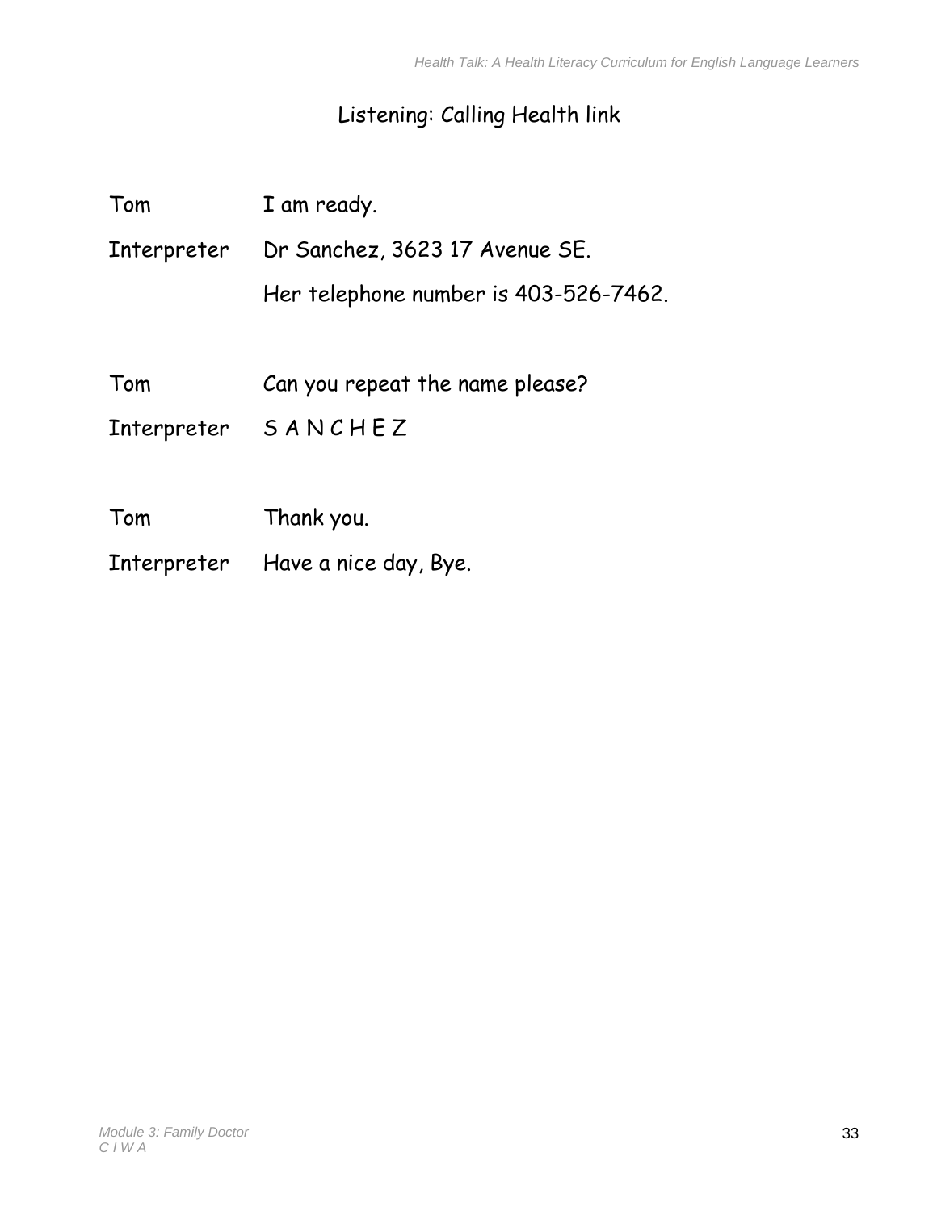## Listening: Calling Health link

| | |
|---|---|
| Tom | I am ready. |
| Interpreter | Dr Sanchez, 3623 17 Avenue SE. |
| | Her telephone number is 403-526-7462. |
| Tom | Can you repeat the name please? |
| Interpreter | S A N C H E Z |
| Tom | Thank you. |
| Interpreter | Have a nice day, Bye. |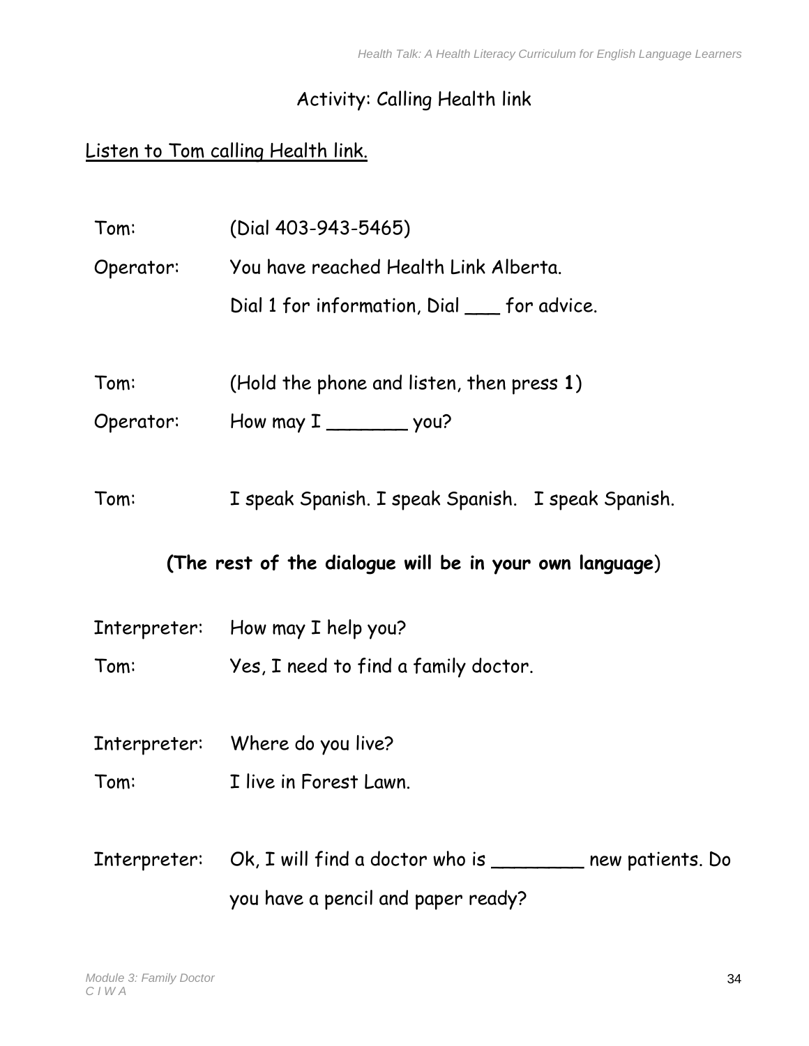# Activity: Calling Health link

Listen to Tom calling Health link.

Tom: (Dial 403-943-5465)

Operator: You have reached Health Link Alberta. Dial 1 for information, Dial ___ for advice.

Tom: (Hold the phone and listen, then press **1**)

Operator: How may I _______ you?

Tom: I speak Spanish. I speak Spanish. I speak Spanish.

**(The rest of the dialogue will be in your own language)**

Interpreter: How may I help you?

Tom: Yes, I need to find a family doctor.

Interpreter: Where do you live?

Tom: I live in Forest Lawn.

Interpreter: Ok, I will find a doctor who is ________ new patients. Do you have a pencil and paper ready?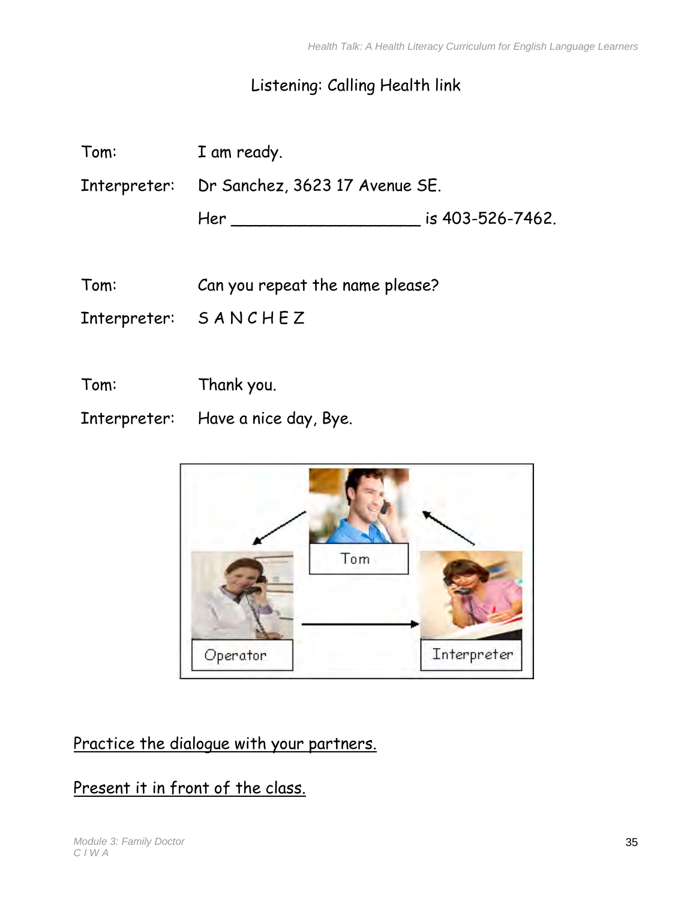## Listening: Calling Health link

Tom: I am ready.

Interpreter: Dr Sanchez, 3623 17 Avenue SE.

Her ___________________ is 403-526-7462.

Tom: Can you repeat the name please?

Interpreter: S A N C H E Z

Tom: Thank you.

Interpreter: Have a nice day, Bye.

Tom

Operator

Interpreter

Practice the dialogue with your partners.

Present it in front of the class.

Module 3: Family Doctor
C I W A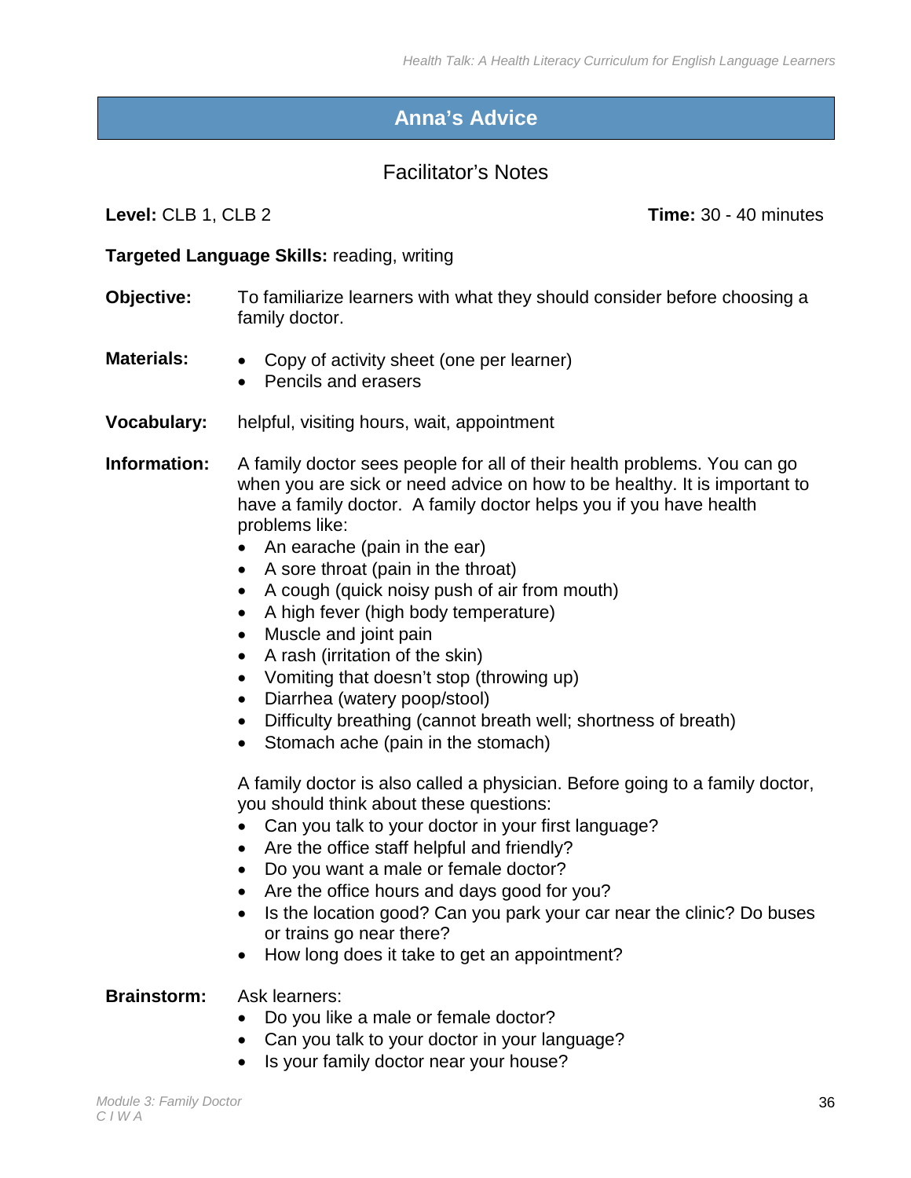# Anna's Advice

## Facilitator's Notes

**Level:** CLB 1, CLB 2 **Time:** 30 - 40 minutes

**Targeted Language Skills:** reading, writing

**Objective:** To familiarize learners with what they should consider before choosing a family doctor.

**Materials:**
- Copy of activity sheet (one per learner)
- Pencils and erasers

**Vocabulary:** helpful, visiting hours, wait, appointment

**Information:** A family doctor sees people for all of their health problems. You can go when you are sick or need advice on how to be healthy. It is important to have a family doctor. A family doctor helps you if you have health problems like:

- An earache (pain in the ear)
- A sore throat (pain in the throat)
- A cough (quick noisy push of air from mouth)
- A high fever (high body temperature)
- Muscle and joint pain
- A rash (irritation of the skin)
- Vomiting that doesn't stop (throwing up)
- Diarrhea (watery poop/stool)
- Difficulty breathing (cannot breath well; shortness of breath)
- Stomach ache (pain in the stomach)

A family doctor is also called a physician. Before going to a family doctor, you should think about these questions:

- Can you talk to your doctor in your first language?
- Are the office staff helpful and friendly?
- Do you want a male or female doctor?
- Are the office hours and days good for you?
- Is the location good? Can you park your car near the clinic? Do buses or trains go near there?
- How long does it take to get an appointment?

**Brainstorm:** Ask learners:

- Do you like a male or female doctor?
- Can you talk to your doctor in your language?
- Is your family doctor near your house?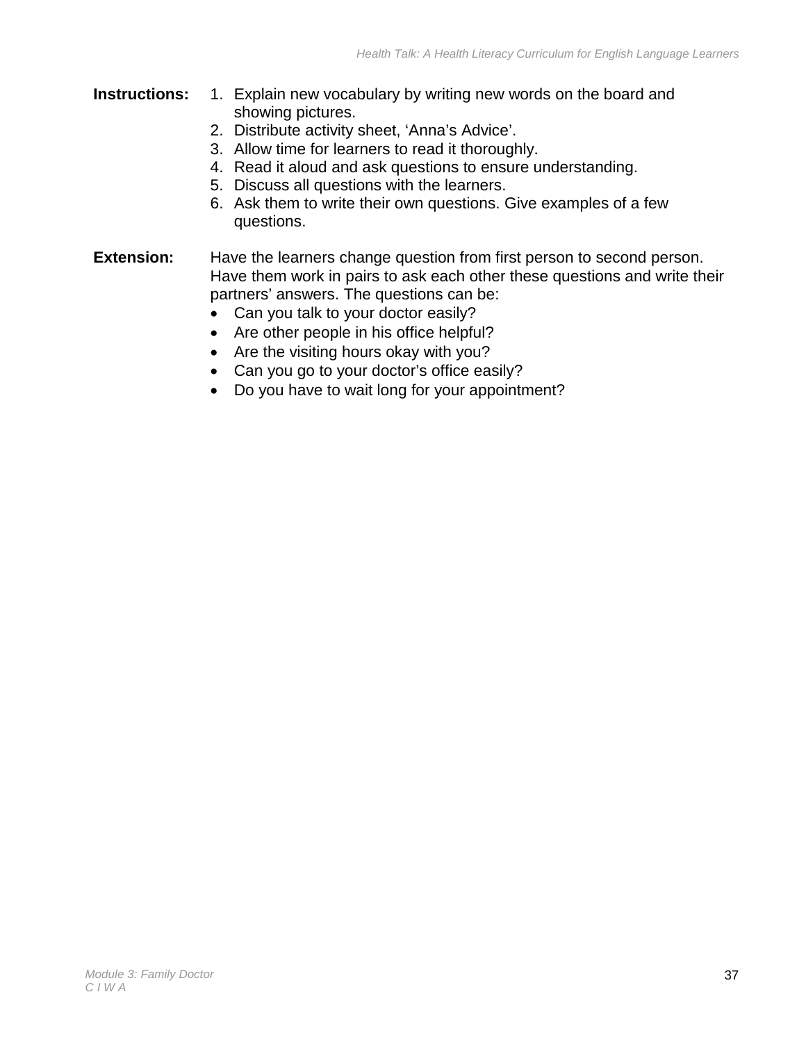**Instructions:**

1. Explain new vocabulary by writing new words on the board and showing pictures.
2. Distribute activity sheet, ‘Anna’s Advice’.
3. Allow time for learners to read it thoroughly.
4. Read it aloud and ask questions to ensure understanding.
5. Discuss all questions with the learners.
6. Ask them to write their own questions. Give examples of a few questions.

**Extension:** Have the learners change question from first person to second person. Have them work in pairs to ask each other these questions and write their partners’ answers. The questions can be:

- Can you talk to your doctor easily?
- Are other people in his office helpful?
- Are the visiting hours okay with you?
- Can you go to your doctor’s office easily?
- Do you have to wait long for your appointment?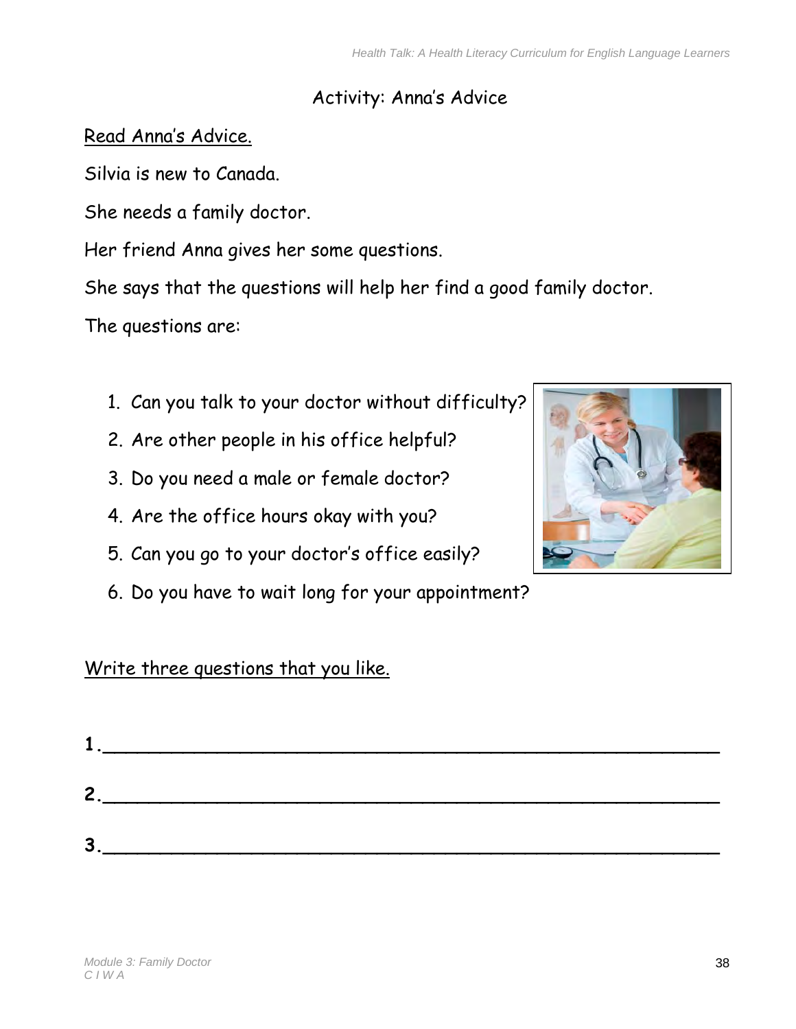# Activity: Anna's Advice

Read Anna's Advice.

Silvia is new to Canada.

She needs a family doctor.

Her friend Anna gives her some questions.

She says that the questions will help her find a good family doctor.

The questions are:

1. Can you talk to your doctor without difficulty?
2. Are other people in his office helpful?
3. Do you need a male or female doctor?
4. Are the office hours okay with you?
5. Can you go to your doctor's office easily?
6. Do you have to wait long for your appointment?

Write three questions that you like.

**1.**____________________________________________________

**2.**____________________________________________________

**3.**____________________________________________________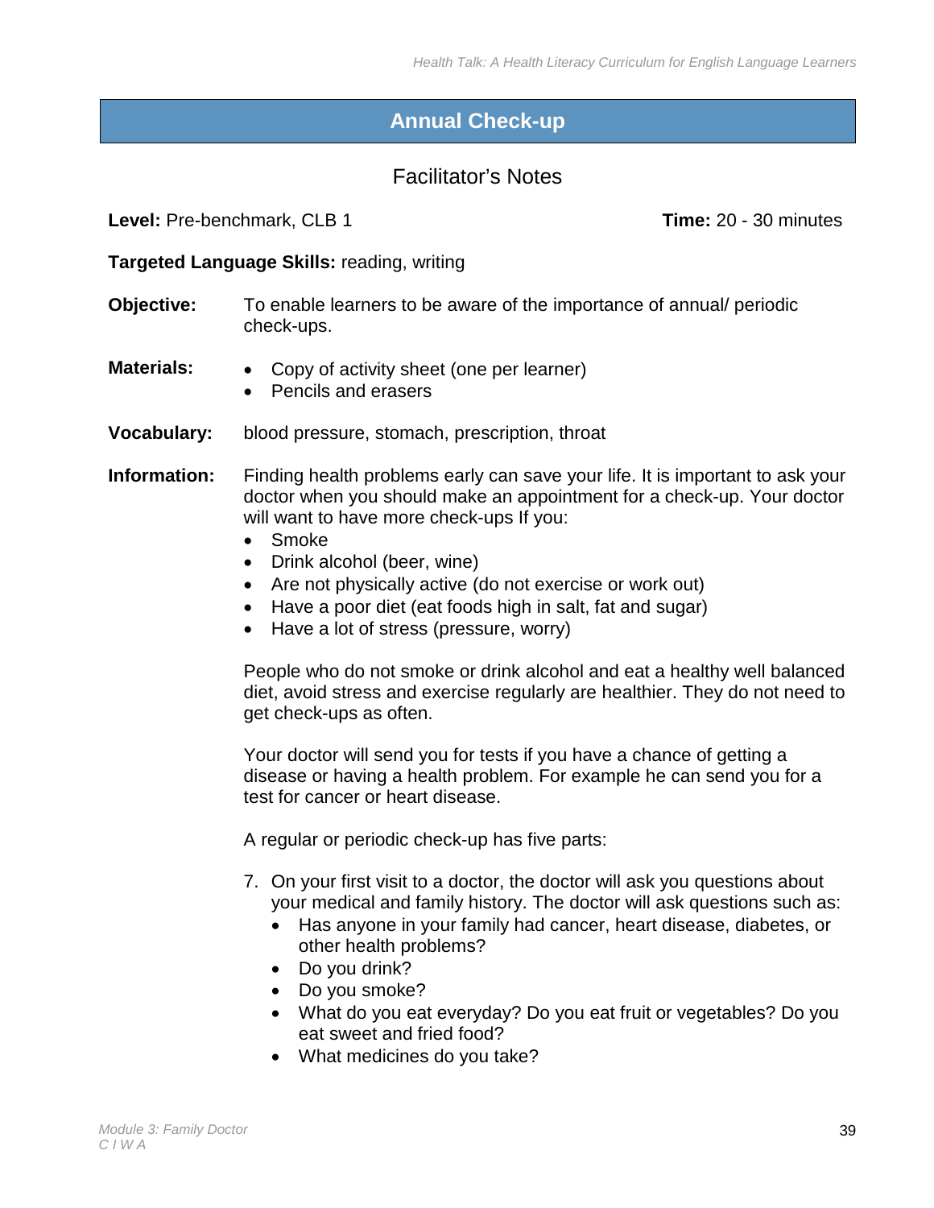# Annual Check-up

## Facilitator's Notes

**Level:** Pre-benchmark, CLB 1 **Time:** 20 - 30 minutes

**Targeted Language Skills:** reading, writing

**Objective:** To enable learners to be aware of the importance of annual/ periodic check-ups.

**Materials:**

- Copy of activity sheet (one per learner)
- Pencils and erasers

**Vocabulary:** blood pressure, stomach, prescription, throat

**Information:** Finding health problems early can save your life. It is important to ask your doctor when you should make an appointment for a check-up. Your doctor will want to have more check-ups If you:

- Smoke
- Drink alcohol (beer, wine)
- Are not physically active (do not exercise or work out)
- Have a poor diet (eat foods high in salt, fat and sugar)
- Have a lot of stress (pressure, worry)

People who do not smoke or drink alcohol and eat a healthy well balanced diet, avoid stress and exercise regularly are healthier. They do not need to get check-ups as often.

Your doctor will send you for tests if you have a chance of getting a disease or having a health problem. For example he can send you for a test for cancer or heart disease.

A regular or periodic check-up has five parts:

7. On your first visit to a doctor, the doctor will ask you questions about your medical and family history. The doctor will ask questions such as:
   - Has anyone in your family had cancer, heart disease, diabetes, or other health problems?
   - Do you drink?
   - Do you smoke?
   - What do you eat everyday? Do you eat fruit or vegetables? Do you eat sweet and fried food?
   - What medicines do you take?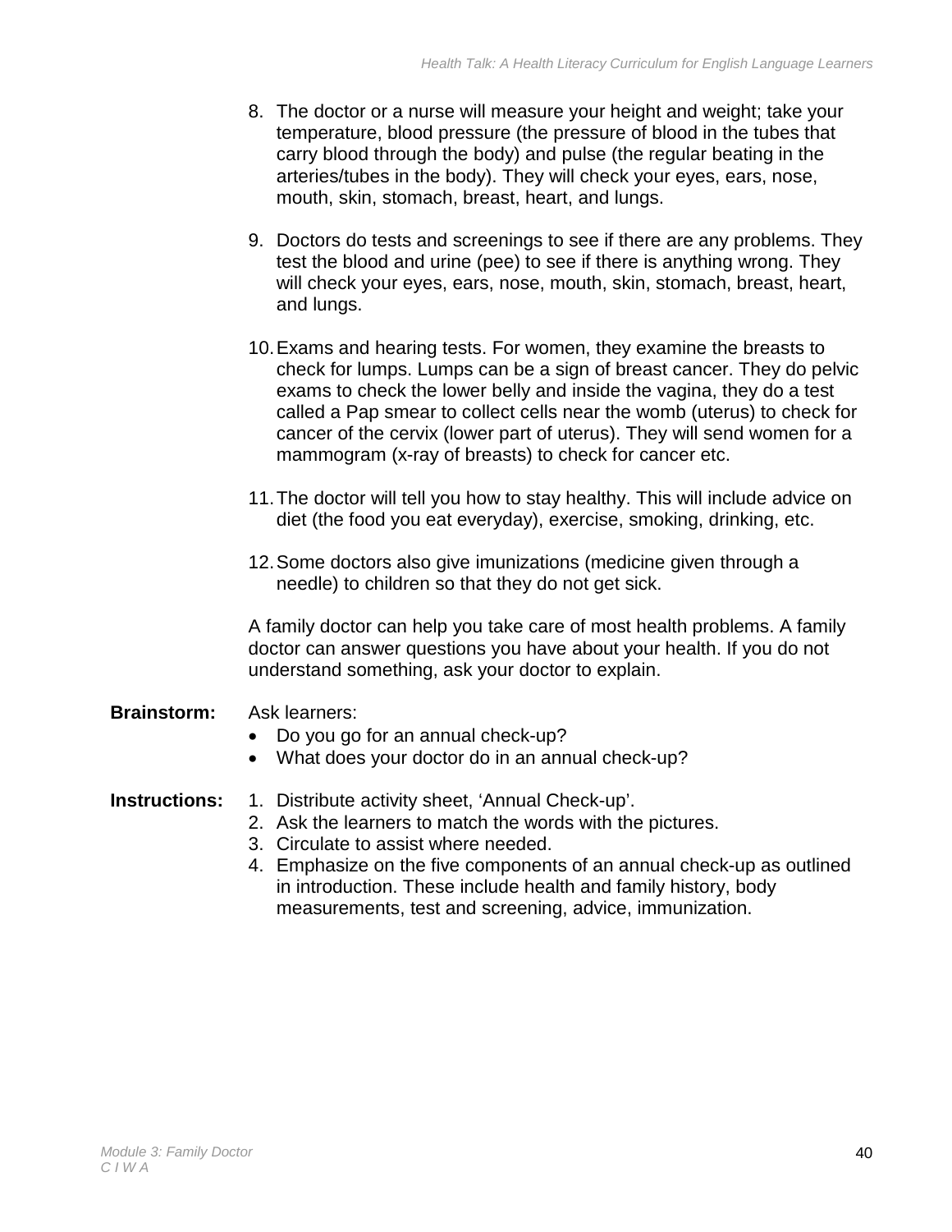8. The doctor or a nurse will measure your height and weight; take your temperature, blood pressure (the pressure of blood in the tubes that carry blood through the body) and pulse (the regular beating in the arteries/tubes in the body). They will check your eyes, ears, nose, mouth, skin, stomach, breast, heart, and lungs.

9. Doctors do tests and screenings to see if there are any problems. They test the blood and urine (pee) to see if there is anything wrong. They will check your eyes, ears, nose, mouth, skin, stomach, breast, heart, and lungs.

10. Exams and hearing tests. For women, they examine the breasts to check for lumps. Lumps can be a sign of breast cancer. They do pelvic exams to check the lower belly and inside the vagina, they do a test called a Pap smear to collect cells near the womb (uterus) to check for cancer of the cervix (lower part of uterus). They will send women for a mammogram (x-ray of breasts) to check for cancer etc.

11. The doctor will tell you how to stay healthy. This will include advice on diet (the food you eat everyday), exercise, smoking, drinking, etc.

12. Some doctors also give imunizations (medicine given through a needle) to children so that they do not get sick.

A family doctor can help you take care of most health problems. A family doctor can answer questions you have about your health. If you do not understand something, ask your doctor to explain.

**Brainstorm:** Ask learners:

- Do you go for an annual check-up?
- What does your doctor do in an annual check-up?

**Instructions:**

1. Distribute activity sheet, 'Annual Check-up'.
2. Ask the learners to match the words with the pictures.
3. Circulate to assist where needed.
4. Emphasize on the five components of an annual check-up as outlined in introduction. These include health and family history, body measurements, test and screening, advice, immunization.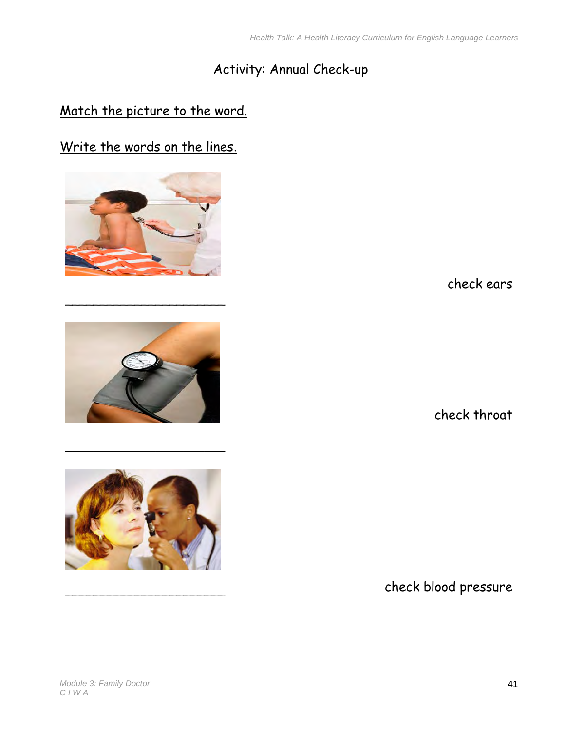## Activity: Annual Check-up

Match the picture to the word.

Write the words on the lines.

______________________

check ears

______________________

check throat

______________________

check blood pressure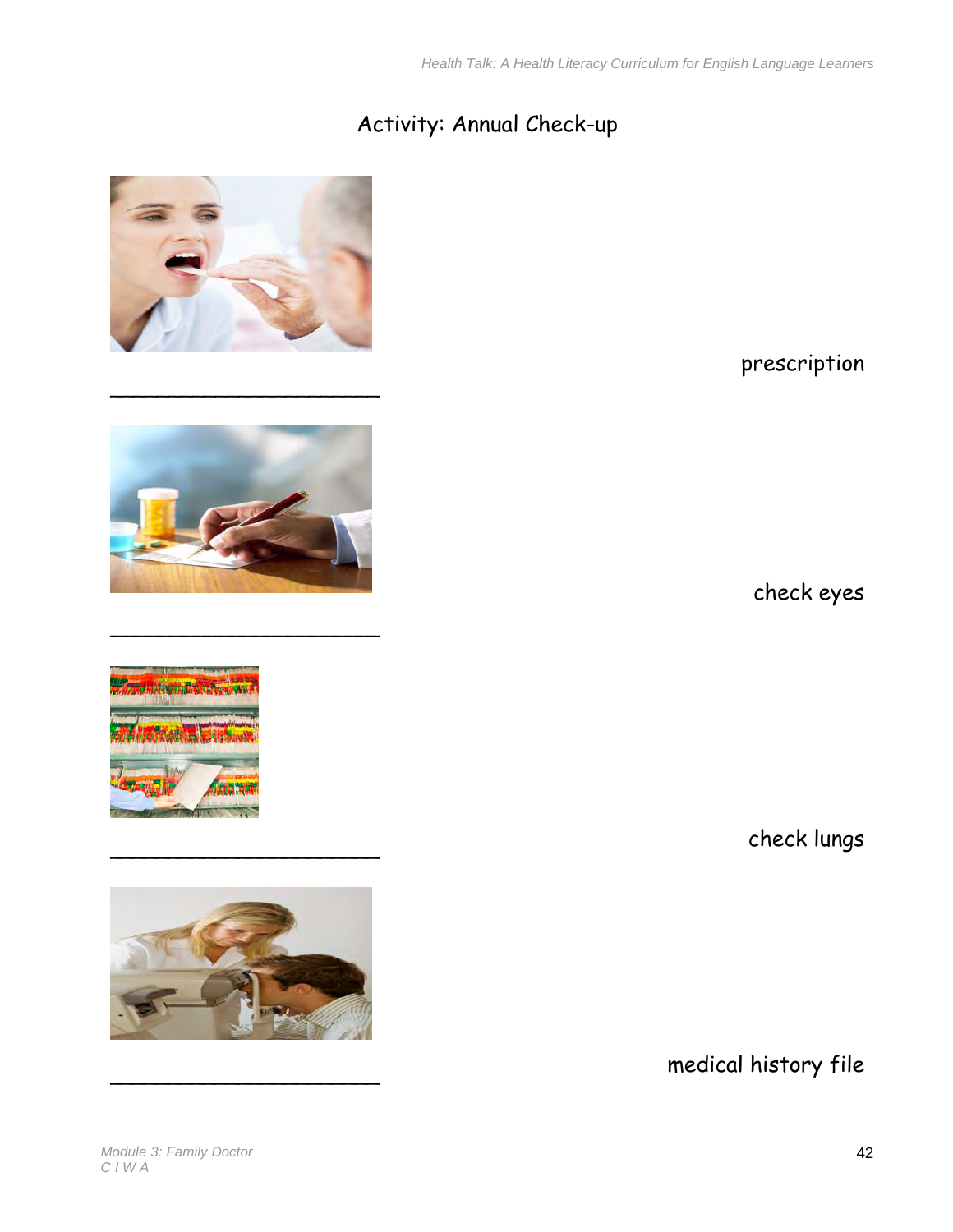# Activity: Annual Check-up

\_\_\_\_\_\_\_\_\_\_\_\_\_\_\_\_\_\_\_\_\_\_

\_\_\_\_\_\_\_\_\_\_\_\_\_\_\_\_\_\_\_\_\_\_

\_\_\_\_\_\_\_\_\_\_\_\_\_\_\_\_\_\_\_\_\_\_

\_\_\_\_\_\_\_\_\_\_\_\_\_\_\_\_\_\_\_\_\_\_

prescription

check eyes

check lungs

medical history file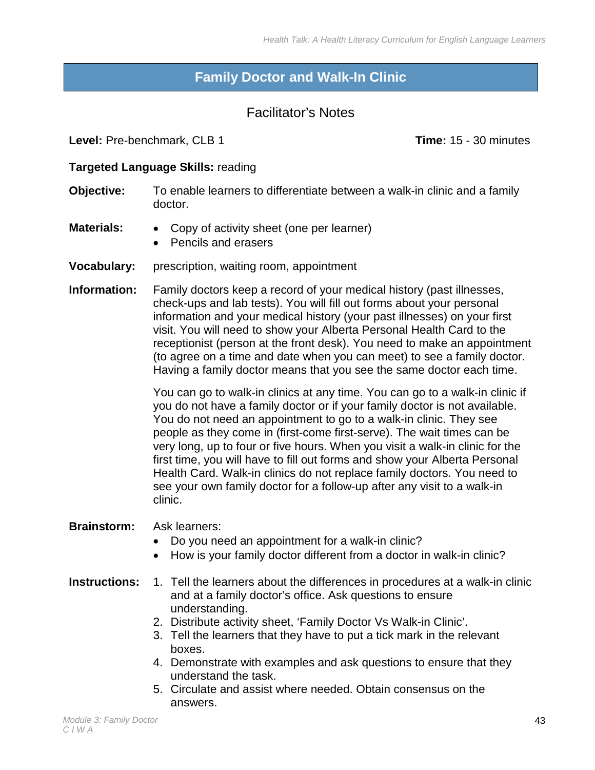## Family Doctor and Walk-In Clinic

### Facilitator's Notes

**Level:** Pre-benchmark, CLB 1 **Time:** 15 - 30 minutes

**Targeted Language Skills:** reading

**Objective:** To enable learners to differentiate between a walk-in clinic and a family doctor.

**Materials:**
- Copy of activity sheet (one per learner)
- Pencils and erasers

**Vocabulary:** prescription, waiting room, appointment

**Information:** Family doctors keep a record of your medical history (past illnesses, check-ups and lab tests). You will fill out forms about your personal information and your medical history (your past illnesses) on your first visit. You will need to show your Alberta Personal Health Card to the receptionist (person at the front desk). You need to make an appointment (to agree on a time and date when you can meet) to see a family doctor. Having a family doctor means that you see the same doctor each time.

You can go to walk-in clinics at any time. You can go to a walk-in clinic if you do not have a family doctor or if your family doctor is not available. You do not need an appointment to go to a walk-in clinic. They see people as they come in (first-come first-serve). The wait times can be very long, up to four or five hours. When you visit a walk-in clinic for the first time, you will have to fill out forms and show your Alberta Personal Health Card. Walk-in clinics do not replace family doctors. You need to see your own family doctor for a follow-up after any visit to a walk-in clinic.

**Brainstorm:** Ask learners:
- Do you need an appointment for a walk-in clinic?
- How is your family doctor different from a doctor in walk-in clinic?

**Instructions:**
1. Tell the learners about the differences in procedures at a walk-in clinic and at a family doctor's office. Ask questions to ensure understanding.
2. Distribute activity sheet, 'Family Doctor Vs Walk-in Clinic'.
3. Tell the learners that they have to put a tick mark in the relevant boxes.
4. Demonstrate with examples and ask questions to ensure that they understand the task.
5. Circulate and assist where needed. Obtain consensus on the answers.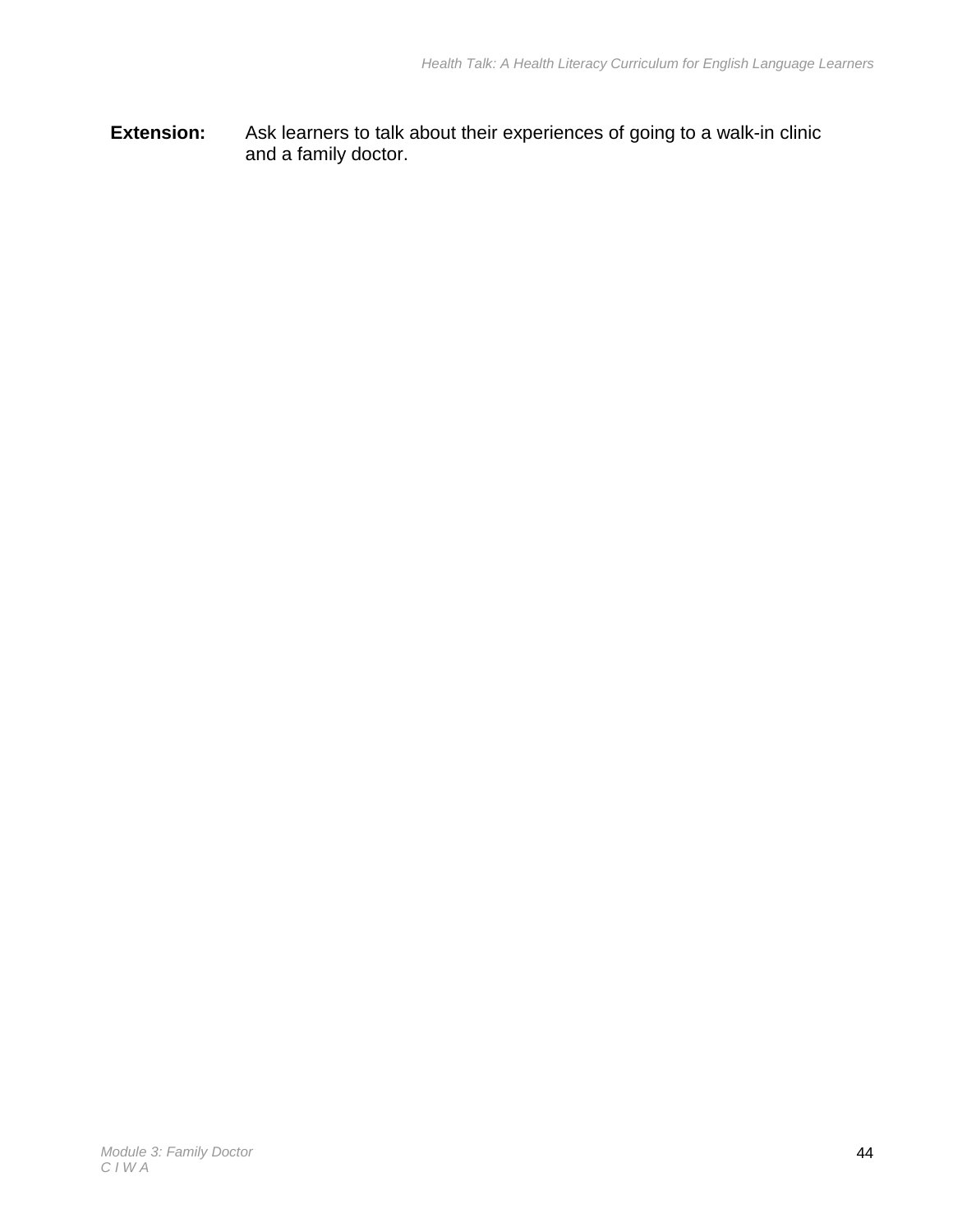**Extension:** Ask learners to talk about their experiences of going to a walk-in clinic and a family doctor.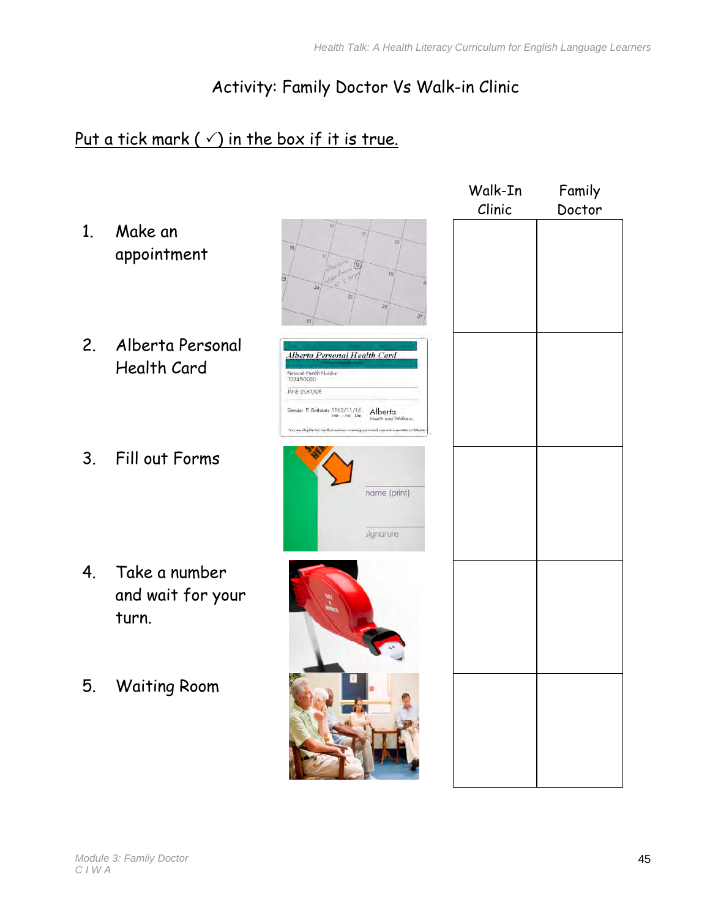# Activity: Family Doctor Vs Walk-in Clinic

Put a tick mark ( ✓) in the box if it is true.

| | Walk-In Clinic | Family Doctor |
|---|---|---|
| 1. Make an appointment | | |
| 2. Alberta Personal Health Card | | |
| 3. Fill out Forms | | |
| 4. Take a number and wait for your turn. | | |
| 5. Waiting Room | | |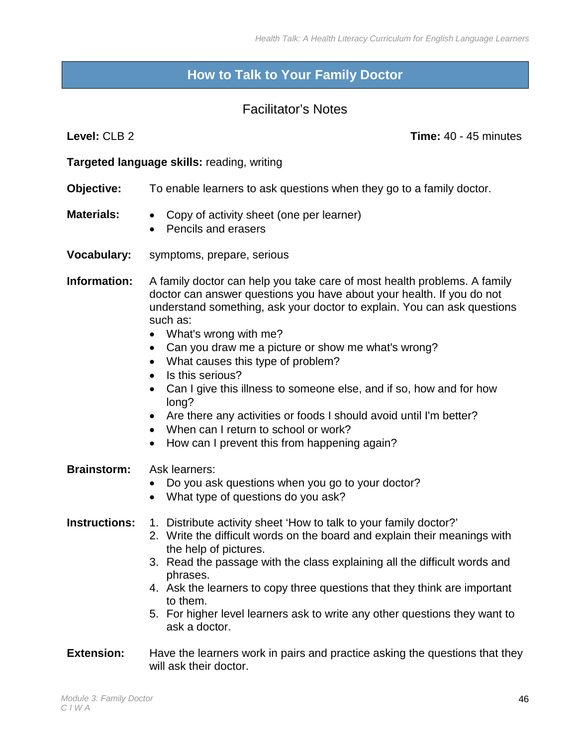# How to Talk to Your Family Doctor

## Facilitator's Notes

**Level:** CLB 2

**Time:** 40 - 45 minutes

**Targeted language skills:** reading, writing

**Objective:** To enable learners to ask questions when they go to a family doctor.

**Materials:**

- Copy of activity sheet (one per learner)
- Pencils and erasers

**Vocabulary:** symptoms, prepare, serious

**Information:** A family doctor can help you take care of most health problems. A family doctor can answer questions you have about your health. If you do not understand something, ask your doctor to explain. You can ask questions such as:

- What's wrong with me?
- Can you draw me a picture or show me what's wrong?
- What causes this type of problem?
- Is this serious?
- Can I give this illness to someone else, and if so, how and for how long?
- Are there any activities or foods I should avoid until I'm better?
- When can I return to school or work?
- How can I prevent this from happening again?

**Brainstorm:** Ask learners:

- Do you ask questions when you go to your doctor?
- What type of questions do you ask?

**Instructions:**

1. Distribute activity sheet 'How to talk to your family doctor?'
2. Write the difficult words on the board and explain their meanings with the help of pictures.
3. Read the passage with the class explaining all the difficult words and phrases.
4. Ask the learners to copy three questions that they think are important to them.
5. For higher level learners ask to write any other questions they want to ask a doctor.

**Extension:** Have the learners work in pairs and practice asking the questions that they will ask their doctor.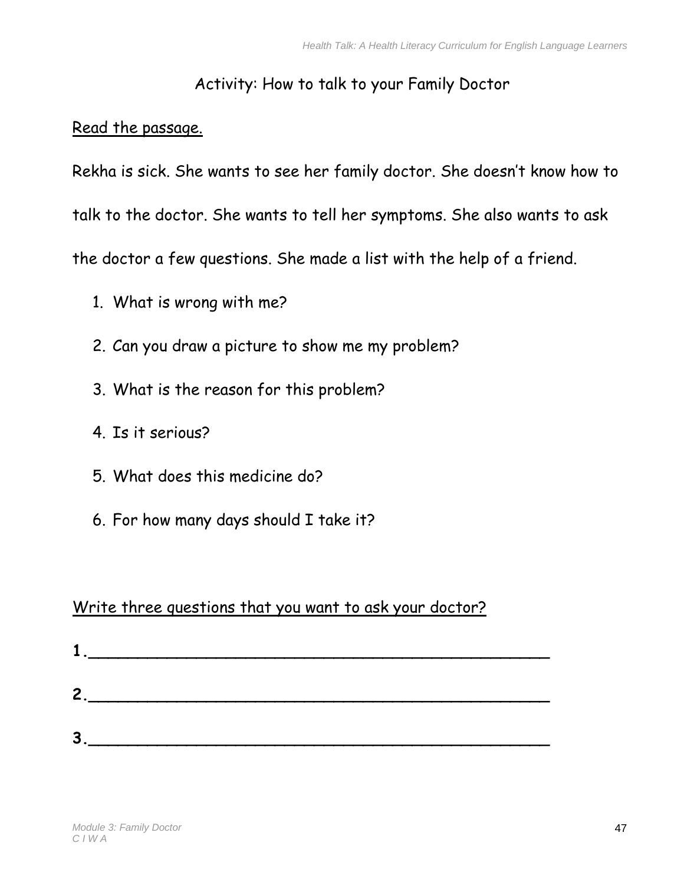## Activity: How to talk to your Family Doctor

Read the passage.

Rekha is sick. She wants to see her family doctor. She doesn't know how to talk to the doctor. She wants to tell her symptoms. She also wants to ask the doctor a few questions. She made a list with the help of a friend.

1. What is wrong with me?
2. Can you draw a picture to show me my problem?
3. What is the reason for this problem?
4. Is it serious?
5. What does this medicine do?
6. For how many days should I take it?

Write three questions that you want to ask your doctor?

**1.**_______________________________________________

**2.**_______________________________________________

**3.**_______________________________________________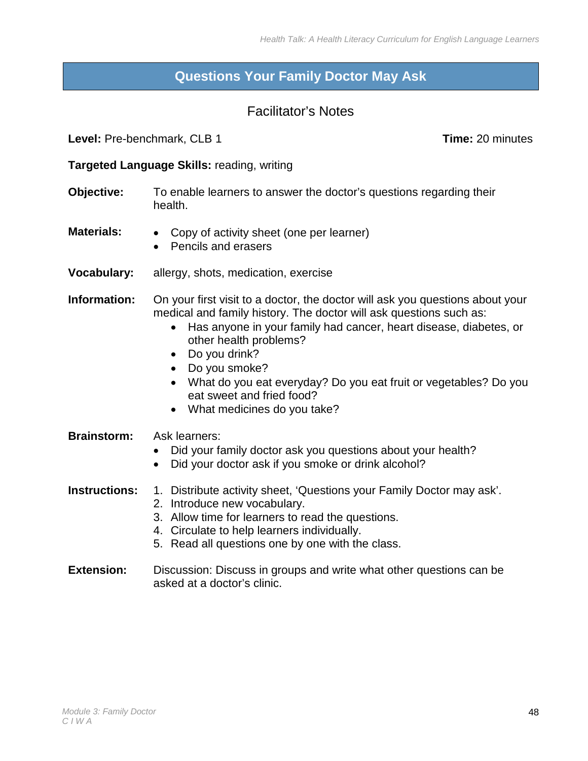# Questions Your Family Doctor May Ask

## Facilitator's Notes

**Level:** Pre-benchmark, CLB 1

**Time:** 20 minutes

**Targeted Language Skills:** reading, writing

**Objective:** To enable learners to answer the doctor's questions regarding their health.

**Materials:**

- Copy of activity sheet (one per learner)
- Pencils and erasers

**Vocabulary:** allergy, shots, medication, exercise

**Information:** On your first visit to a doctor, the doctor will ask you questions about your medical and family history. The doctor will ask questions such as:

- Has anyone in your family had cancer, heart disease, diabetes, or other health problems?
- Do you drink?
- Do you smoke?
- What do you eat everyday? Do you eat fruit or vegetables? Do you eat sweet and fried food?
- What medicines do you take?

**Brainstorm:** Ask learners:

- Did your family doctor ask you questions about your health?
- Did your doctor ask if you smoke or drink alcohol?

**Instructions:**

1. Distribute activity sheet, 'Questions your Family Doctor may ask'.
2. Introduce new vocabulary.
3. Allow time for learners to read the questions.
4. Circulate to help learners individually.
5. Read all questions one by one with the class.

**Extension:** Discussion: Discuss in groups and write what other questions can be asked at a doctor's clinic.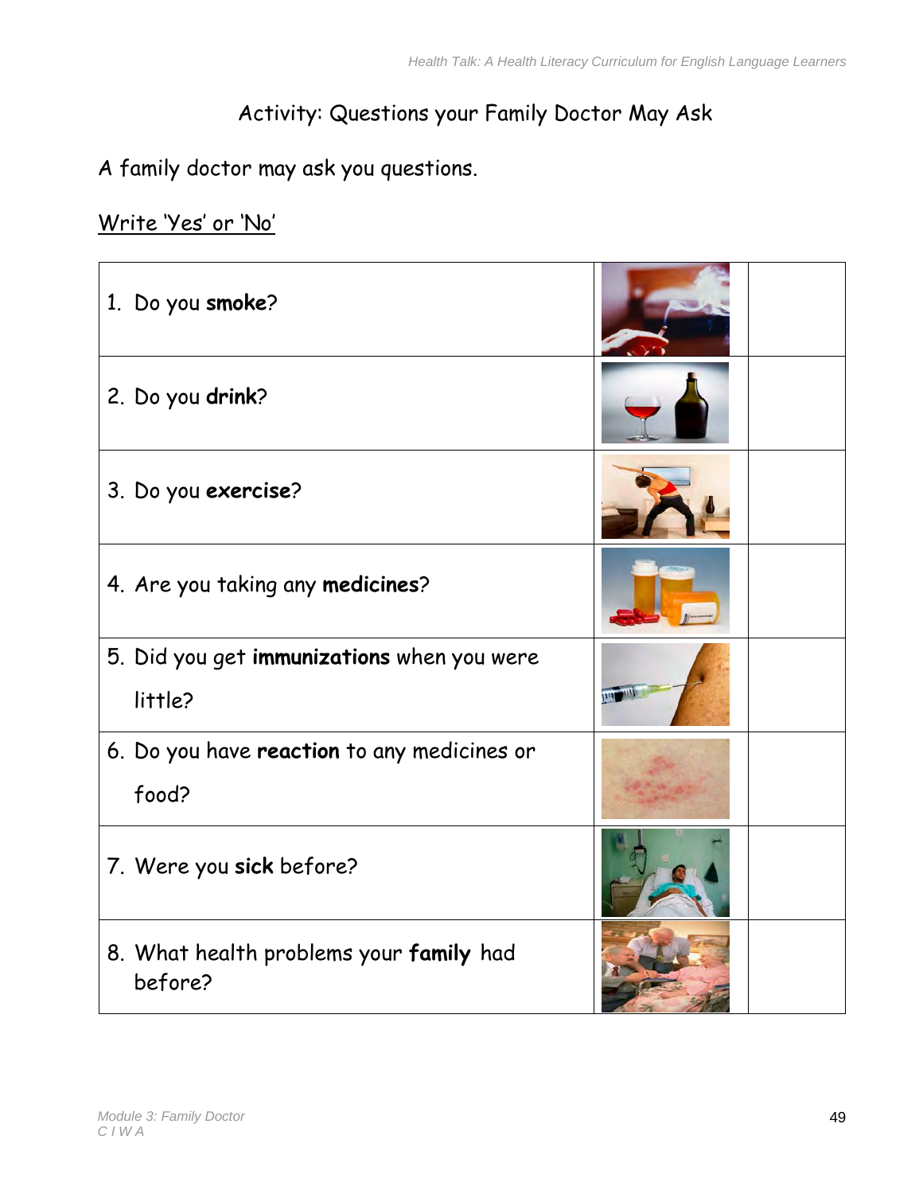## Activity: Questions your Family Doctor May Ask

A family doctor may ask you questions.

<u>Write 'Yes' or 'No'</u>

| | | |
|---|---|---|
| 1. Do you **smoke**? | | |
| 2. Do you **drink**? | | |
| 3. Do you **exercise**? | | |
| 4. Are you taking any **medicines**? | | |
| 5. Did you get **immunizations** when you were little? | | |
| 6. Do you have **reaction** to any medicines or food? | | |
| 7. Were you **sick** before? | | |
| 8. What health problems your **family** had before? | | |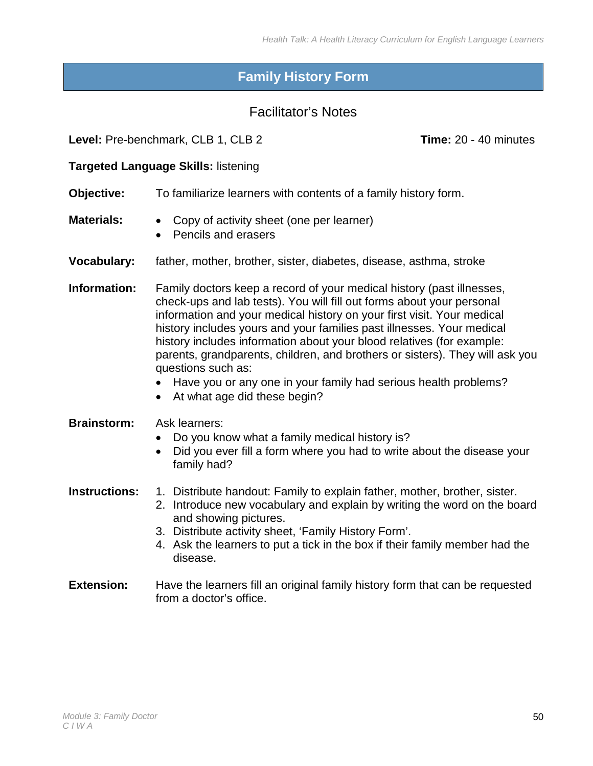# Family History Form

## Facilitator's Notes

**Level:** Pre-benchmark, CLB 1, CLB 2 **Time:** 20 - 40 minutes

**Targeted Language Skills:** listening

**Objective:** To familiarize learners with contents of a family history form.

**Materials:**
- Copy of activity sheet (one per learner)
- Pencils and erasers

**Vocabulary:** father, mother, brother, sister, diabetes, disease, asthma, stroke

**Information:** Family doctors keep a record of your medical history (past illnesses, check-ups and lab tests). You will fill out forms about your personal information and your medical history on your first visit. Your medical history includes yours and your families past illnesses. Your medical history includes information about your blood relatives (for example: parents, grandparents, children, and brothers or sisters). They will ask you questions such as:
- Have you or any one in your family had serious health problems?
- At what age did these begin?

**Brainstorm:** Ask learners:
- Do you know what a family medical history is?
- Did you ever fill a form where you had to write about the disease your family had?

**Instructions:**
1. Distribute handout: Family to explain father, mother, brother, sister.
2. Introduce new vocabulary and explain by writing the word on the board and showing pictures.
3. Distribute activity sheet, 'Family History Form'.
4. Ask the learners to put a tick in the box if their family member had the disease.

**Extension:** Have the learners fill an original family history form that can be requested from a doctor's office.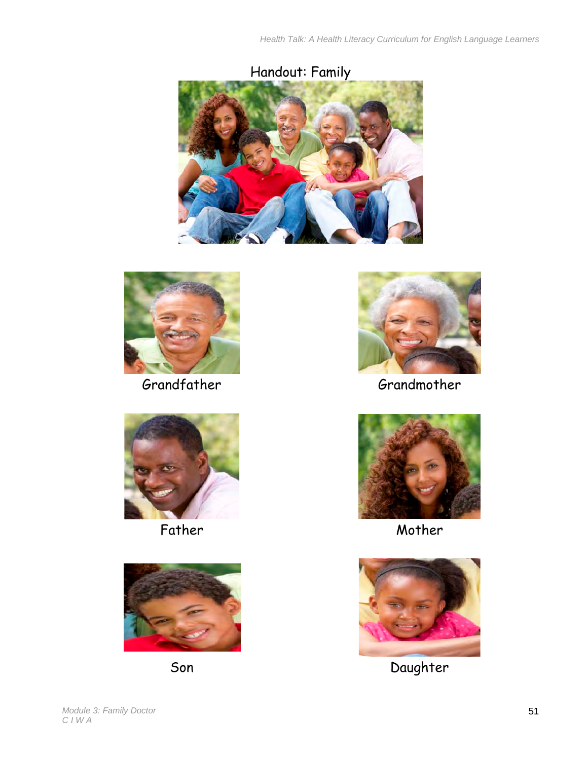# Handout: Family

Grandfather

Grandmother

Father

Mother

Son

Daughter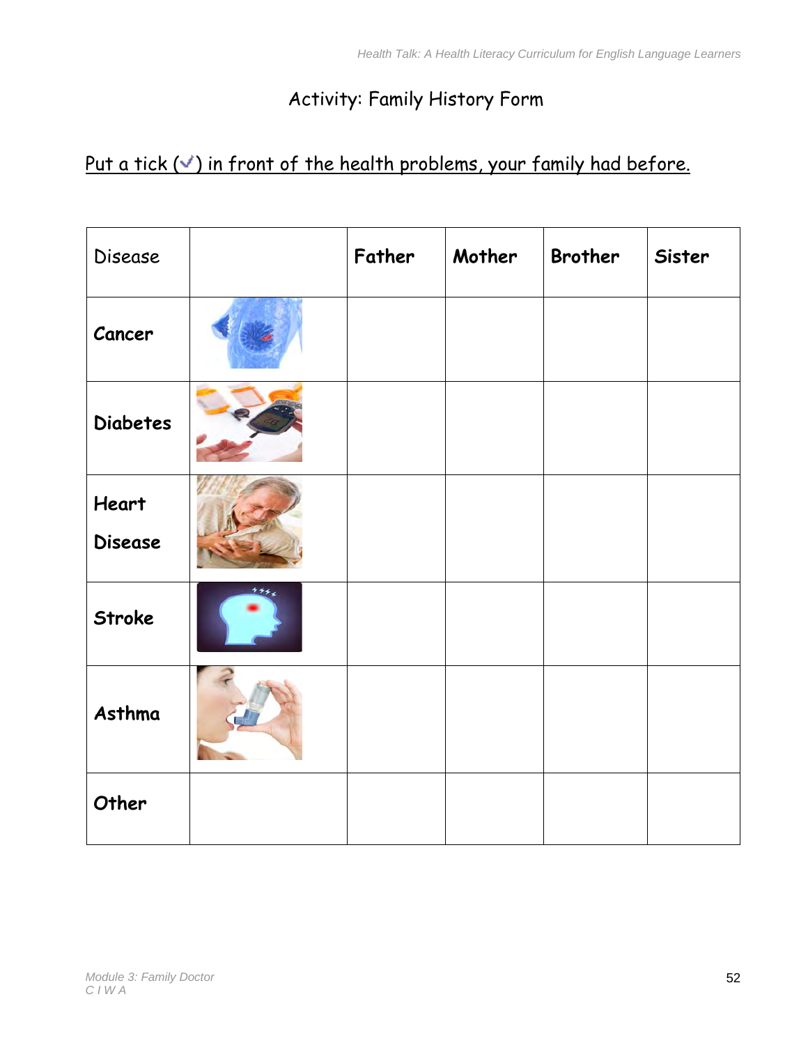# Activity: Family History Form

Put a tick (✓) in front of the health problems, your family had before.

| Disease | | Father | Mother | Brother | Sister |
|---|---|---|---|---|---|
| **Cancer** | | | | | |
| **Diabetes** | | | | | |
| **Heart Disease** | | | | | |
| **Stroke** | | | | | |
| **Asthma** | | | | | |
| **Other** | | | | | |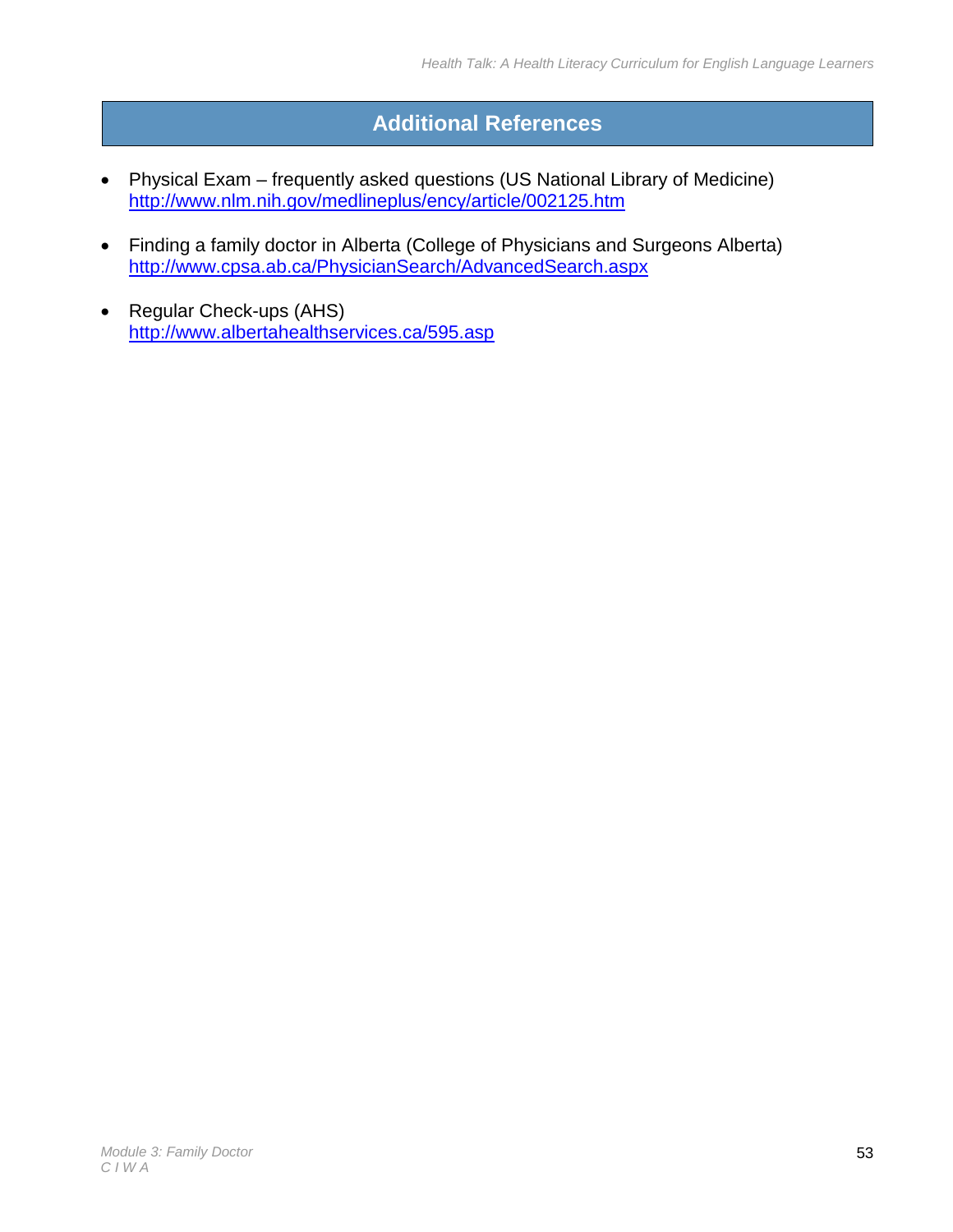## Additional References

- Physical Exam – frequently asked questions (US National Library of Medicine)
  http://www.nlm.nih.gov/medlineplus/ency/article/002125.htm

- Finding a family doctor in Alberta (College of Physicians and Surgeons Alberta)
  http://www.cpsa.ab.ca/PhysicianSearch/AdvancedSearch.aspx

- Regular Check-ups (AHS)
  http://www.albertahealthservices.ca/595.asp